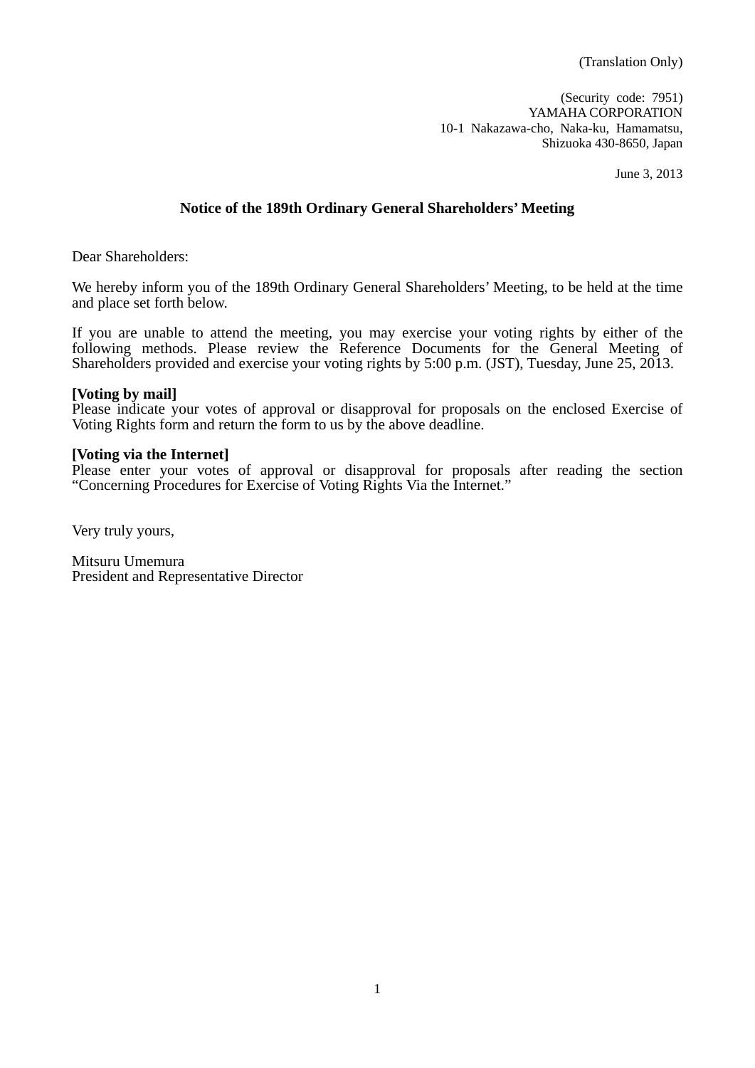(Translation Only)

(Security code: 7951)
YAMAHA CORPORATION
10-1 Nakazawa-cho, Naka-ku, Hamamatsu,
Shizuoka 430-8650, Japan

June 3, 2013

## Notice of the 189th Ordinary General Shareholders' Meeting

Dear Shareholders:

We hereby inform you of the 189th Ordinary General Shareholders' Meeting, to be held at the time and place set forth below.

If you are unable to attend the meeting, you may exercise your voting rights by either of the following methods. Please review the Reference Documents for the General Meeting of Shareholders provided and exercise your voting rights by 5:00 p.m. (JST), Tuesday, June 25, 2013.

**[Voting by mail]**
Please indicate your votes of approval or disapproval for proposals on the enclosed Exercise of Voting Rights form and return the form to us by the above deadline.

**[Voting via the Internet]**
Please enter your votes of approval or disapproval for proposals after reading the section "Concerning Procedures for Exercise of Voting Rights Via the Internet."

Very truly yours,

Mitsuru Umemura
President and Representative Director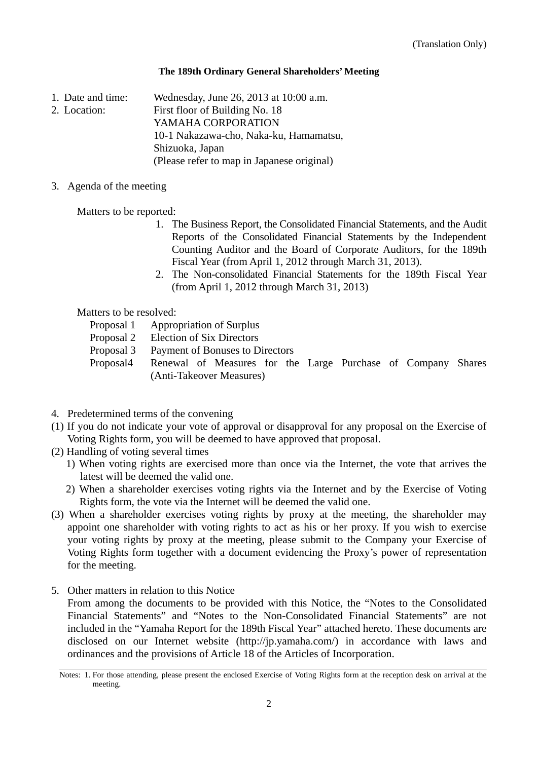(Translation Only)

**The 189th Ordinary General Shareholders' Meeting**

1. Date and time: Wednesday, June 26, 2013 at 10:00 a.m.
2. Location: First floor of Building No. 18
   YAMAHA CORPORATION
   10-1 Nakazawa-cho, Naka-ku, Hamamatsu,
   Shizuoka, Japan
   (Please refer to map in Japanese original)

3. Agenda of the meeting

   Matters to be reported:

   1. The Business Report, the Consolidated Financial Statements, and the Audit Reports of the Consolidated Financial Statements by the Independent Counting Auditor and the Board of Corporate Auditors, for the 189th Fiscal Year (from April 1, 2012 through March 31, 2013).
   2. The Non-consolidated Financial Statements for the 189th Fiscal Year (from April 1, 2012 through March 31, 2013)

   Matters to be resolved:

   Proposal 1 Appropriation of Surplus
   Proposal 2 Election of Six Directors
   Proposal 3 Payment of Bonuses to Directors
   Proposal4 Renewal of Measures for the Large Purchase of Company Shares (Anti-Takeover Measures)

4. Predetermined terms of the convening

(1) If you do not indicate your vote of approval or disapproval for any proposal on the Exercise of Voting Rights form, you will be deemed to have approved that proposal.

(2) Handling of voting several times

   1) When voting rights are exercised more than once via the Internet, the vote that arrives the latest will be deemed the valid one.

   2) When a shareholder exercises voting rights via the Internet and by the Exercise of Voting Rights form, the vote via the Internet will be deemed the valid one.

(3) When a shareholder exercises voting rights by proxy at the meeting, the shareholder may appoint one shareholder with voting rights to act as his or her proxy. If you wish to exercise your voting rights by proxy at the meeting, please submit to the Company your Exercise of Voting Rights form together with a document evidencing the Proxy's power of representation for the meeting.

5. Other matters in relation to this Notice

   From among the documents to be provided with this Notice, the "Notes to the Consolidated Financial Statements" and "Notes to the Non-Consolidated Financial Statements" are not included in the "Yamaha Report for the 189th Fiscal Year" attached hereto. These documents are disclosed on our Internet website (http://jp.yamaha.com/) in accordance with laws and ordinances and the provisions of Article 18 of the Articles of Incorporation.

---

Notes: 1. For those attending, please present the enclosed Exercise of Voting Rights form at the reception desk on arrival at the meeting.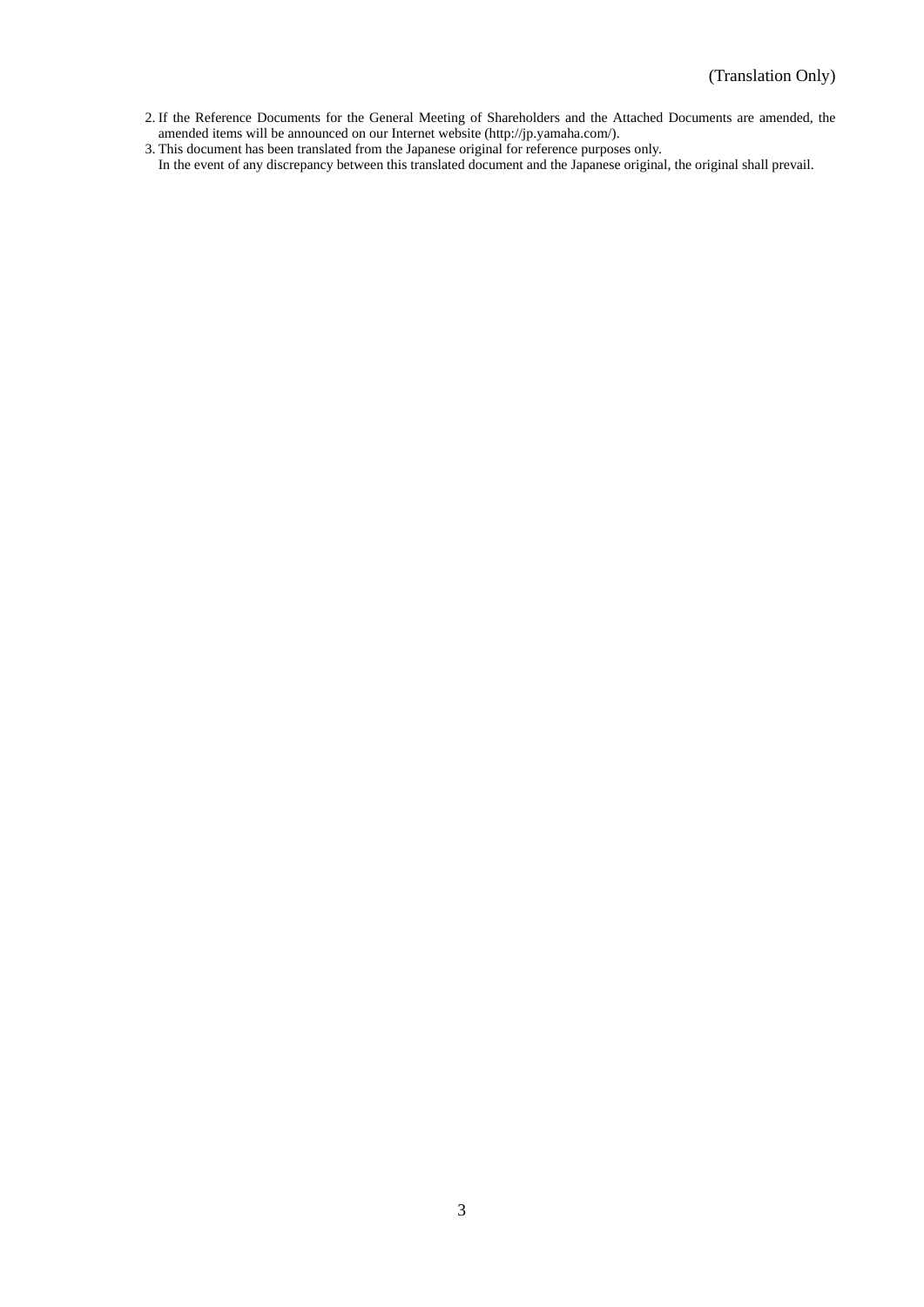(Translation Only)

2. If the Reference Documents for the General Meeting of Shareholders and the Attached Documents are amended, the amended items will be announced on our Internet website (http://jp.yamaha.com/).
3. This document has been translated from the Japanese original for reference purposes only.
   In the event of any discrepancy between this translated document and the Japanese original, the original shall prevail.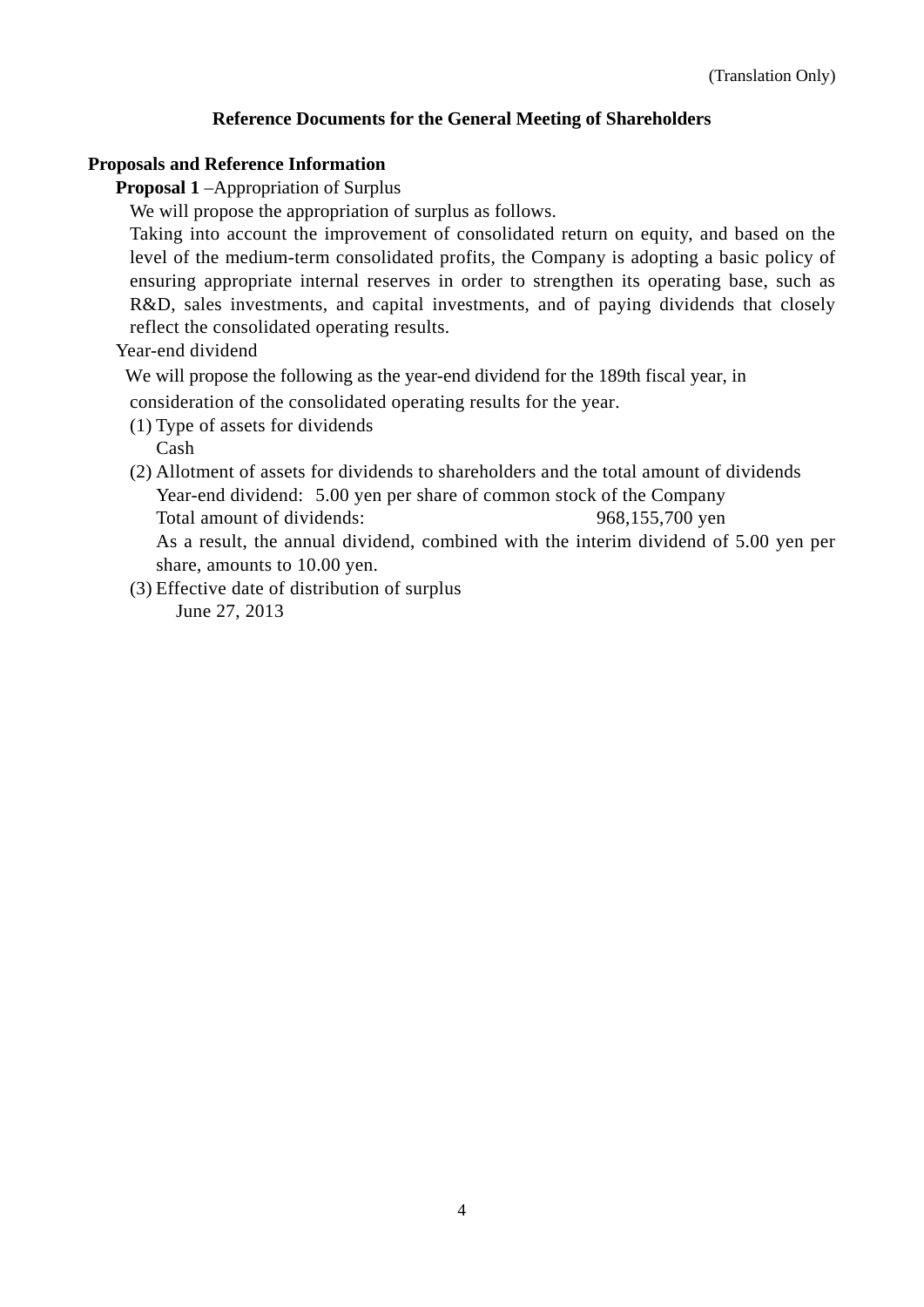(Translation Only)

## Reference Documents for the General Meeting of Shareholders

### Proposals and Reference Information

**Proposal 1** –Appropriation of Surplus

We will propose the appropriation of surplus as follows.

Taking into account the improvement of consolidated return on equity, and based on the level of the medium-term consolidated profits, the Company is adopting a basic policy of ensuring appropriate internal reserves in order to strengthen its operating base, such as R&D, sales investments, and capital investments, and of paying dividends that closely reflect the consolidated operating results.

Year-end dividend

We will propose the following as the year-end dividend for the 189th fiscal year, in consideration of the consolidated operating results for the year.

(1) Type of assets for dividends
  Cash

(2) Allotment of assets for dividends to shareholders and the total amount of dividends
  Year-end dividend: 5.00 yen per share of common stock of the Company
  Total amount of dividends: 968,155,700 yen
  As a result, the annual dividend, combined with the interim dividend of 5.00 yen per share, amounts to 10.00 yen.

(3) Effective date of distribution of surplus
  June 27, 2013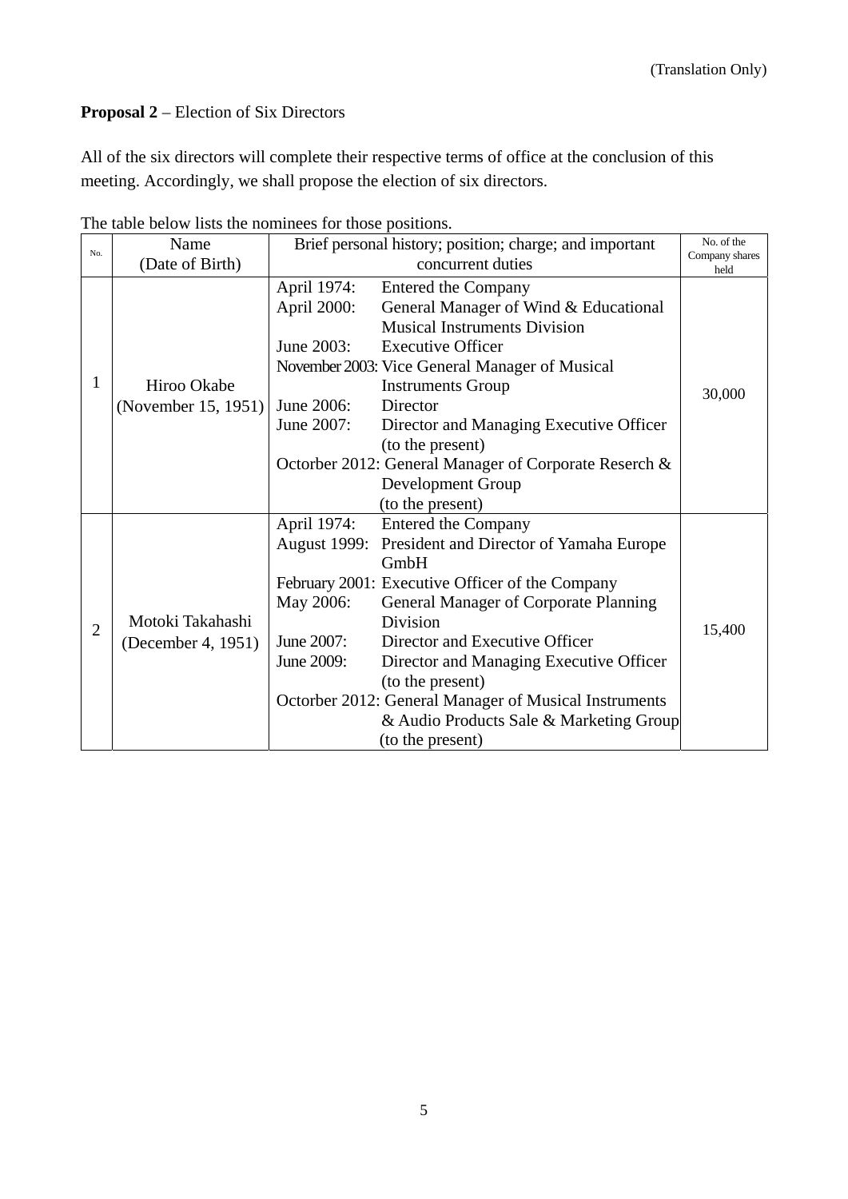(Translation Only)

**Proposal 2** – Election of Six Directors

All of the six directors will complete their respective terms of office at the conclusion of this meeting. Accordingly, we shall propose the election of six directors.

The table below lists the nominees for those positions.

| No. | Name (Date of Birth) | Brief personal history; position; charge; and important concurrent duties | No. of the Company shares held |
|---|---|---|---|
| 1 | Hiroo Okabe (November 15, 1951) | April 1974: Entered the Company<br>April 2000: General Manager of Wind & Educational Musical Instruments Division<br>June 2003: Executive Officer<br>November 2003: Vice General Manager of Musical Instruments Group<br>June 2006: Director<br>June 2007: Director and Managing Executive Officer (to the present)<br>Octorber 2012: General Manager of Corporate Reserch & Development Group (to the present) | 30,000 |
| 2 | Motoki Takahashi (December 4, 1951) | April 1974: Entered the Company<br>August 1999: President and Director of Yamaha Europe GmbH<br>February 2001: Executive Officer of the Company<br>May 2006: General Manager of Corporate Planning Division<br>June 2007: Director and Executive Officer<br>June 2009: Director and Managing Executive Officer (to the present)<br>Octorber 2012: General Manager of Musical Instruments & Audio Products Sale & Marketing Group (to the present) | 15,400 |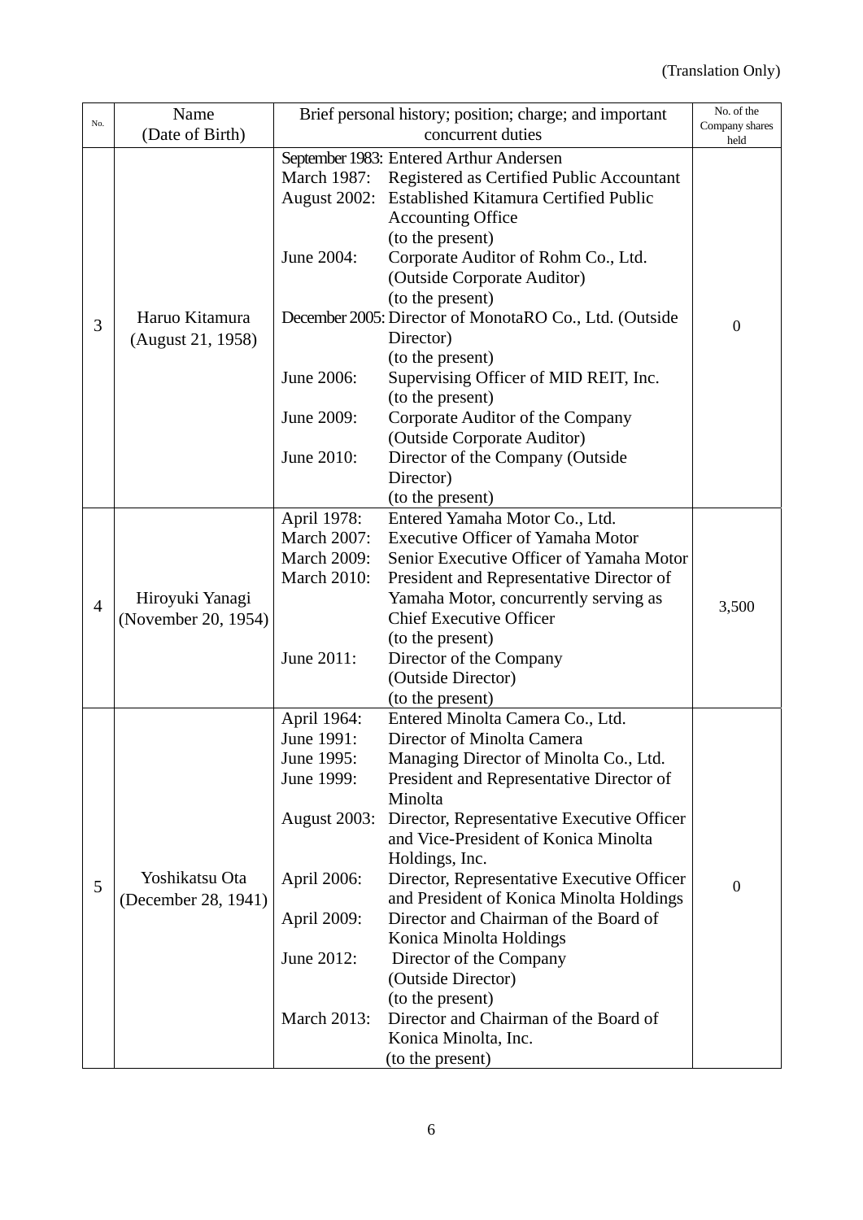(Translation Only)

| No. | Name (Date of Birth) | Brief personal history; position; charge; and important concurrent duties | No. of the Company shares held |
|---|---|---|---|
| 3 | Haruo Kitamura (August 21, 1958) | September 1983: Entered Arthur Andersen<br>March 1987: Registered as Certified Public Accountant<br>August 2002: Established Kitamura Certified Public Accounting Office (to the present)<br>June 2004: Corporate Auditor of Rohm Co., Ltd. (Outside Corporate Auditor) (to the present)<br>December 2005: Director of MonotaRO Co., Ltd. (Outside Director) (to the present)<br>June 2006: Supervising Officer of MID REIT, Inc. (to the present)<br>June 2009: Corporate Auditor of the Company (Outside Corporate Auditor)<br>June 2010: Director of the Company (Outside Director) (to the present) | 0 |
| 4 | Hiroyuki Yanagi (November 20, 1954) | April 1978: Entered Yamaha Motor Co., Ltd.<br>March 2007: Executive Officer of Yamaha Motor<br>March 2009: Senior Executive Officer of Yamaha Motor<br>March 2010: President and Representative Director of Yamaha Motor, concurrently serving as Chief Executive Officer (to the present)<br>June 2011: Director of the Company (Outside Director) (to the present) | 3,500 |
| 5 | Yoshikatsu Ota (December 28, 1941) | April 1964: Entered Minolta Camera Co., Ltd.<br>June 1991: Director of Minolta Camera<br>June 1995: Managing Director of Minolta Co., Ltd.<br>June 1999: President and Representative Director of Minolta<br>August 2003: Director, Representative Executive Officer and Vice-President of Konica Minolta Holdings, Inc.<br>April 2006: Director, Representative Executive Officer and President of Konica Minolta Holdings<br>April 2009: Director and Chairman of the Board of Konica Minolta Holdings<br>June 2012: Director of the Company (Outside Director) (to the present)<br>March 2013: Director and Chairman of the Board of Konica Minolta, Inc. (to the present) | 0 |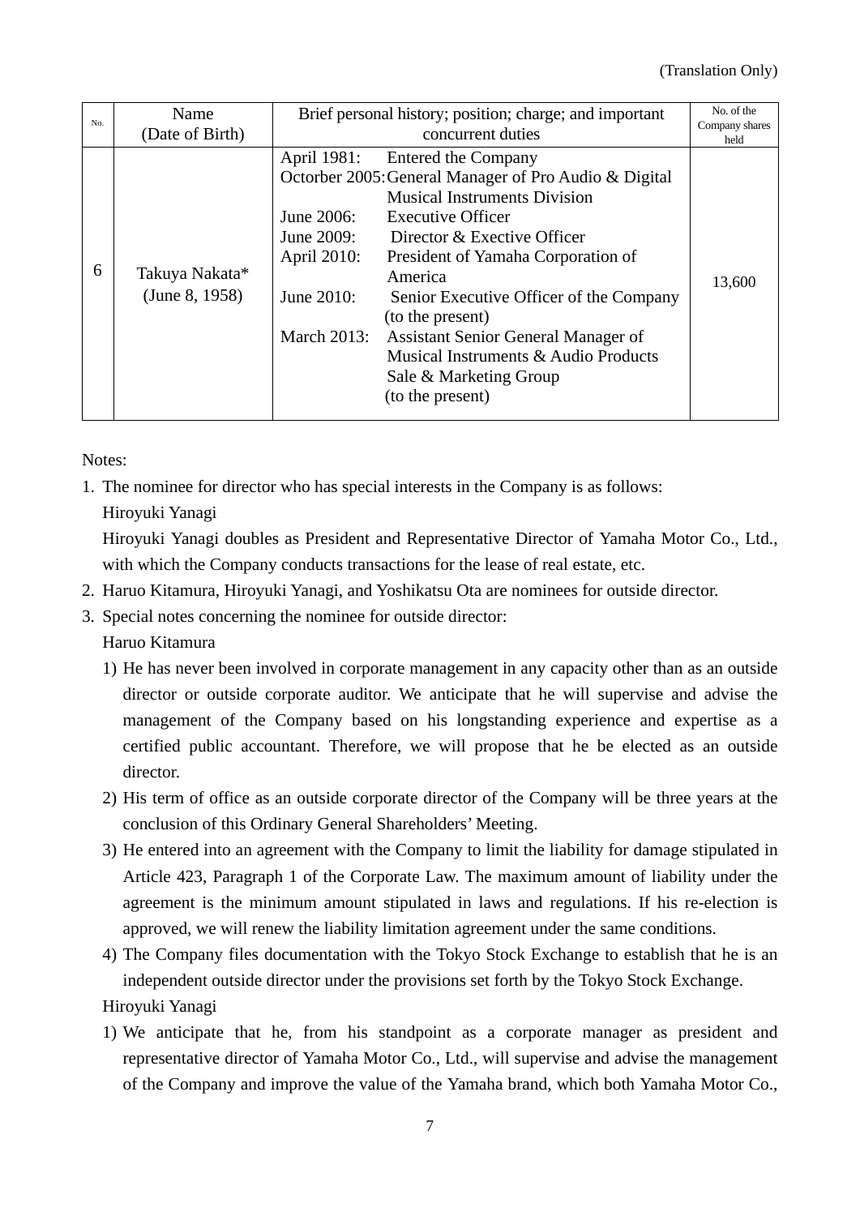(Translation Only)

| No. | Name (Date of Birth) | Brief personal history; position; charge; and important concurrent duties | No. of the Company shares held |
|---|---|---|---|
| 6 | Takuya Nakata* (June 8, 1958) | April 1981: Entered the Company<br>Octorber 2005: General Manager of Pro Audio & Digital Musical Instruments Division<br>June 2006: Executive Officer<br>June 2009: Director & Exective Officer<br>April 2010: President of Yamaha Corporation of America<br>June 2010: Senior Executive Officer of the Company (to the present)<br>March 2013: Assistant Senior General Manager of Musical Instruments & Audio Products Sale & Marketing Group (to the present) | 13,600 |

Notes:

1. The nominee for director who has special interests in the Company is as follows:
   Hiroyuki Yanagi
   Hiroyuki Yanagi doubles as President and Representative Director of Yamaha Motor Co., Ltd., with which the Company conducts transactions for the lease of real estate, etc.
2. Haruo Kitamura, Hiroyuki Yanagi, and Yoshikatsu Ota are nominees for outside director.
3. Special notes concerning the nominee for outside director:
   Haruo Kitamura
   1) He has never been involved in corporate management in any capacity other than as an outside director or outside corporate auditor. We anticipate that he will supervise and advise the management of the Company based on his longstanding experience and expertise as a certified public accountant. Therefore, we will propose that he be elected as an outside director.
   2) His term of office as an outside corporate director of the Company will be three years at the conclusion of this Ordinary General Shareholders' Meeting.
   3) He entered into an agreement with the Company to limit the liability for damage stipulated in Article 423, Paragraph 1 of the Corporate Law. The maximum amount of liability under the agreement is the minimum amount stipulated in laws and regulations. If his re-election is approved, we will renew the liability limitation agreement under the same conditions.
   4) The Company files documentation with the Tokyo Stock Exchange to establish that he is an independent outside director under the provisions set forth by the Tokyo Stock Exchange.

   Hiroyuki Yanagi
   1) We anticipate that he, from his standpoint as a corporate manager as president and representative director of Yamaha Motor Co., Ltd., will supervise and advise the management of the Company and improve the value of the Yamaha brand, which both Yamaha Motor Co.,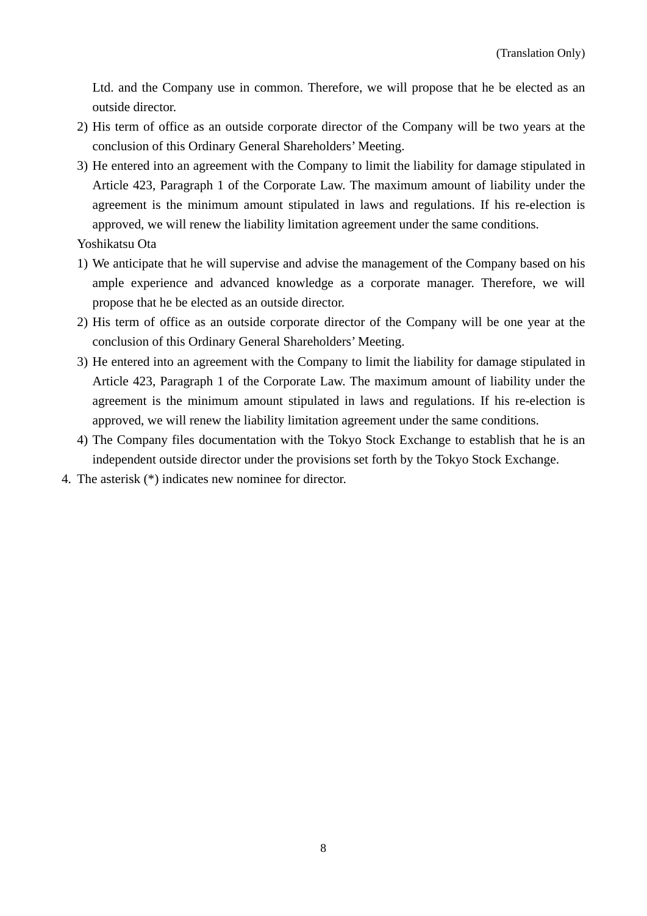Ltd. and the Company use in common. Therefore, we will propose that he be elected as an outside director.

2) His term of office as an outside corporate director of the Company will be two years at the conclusion of this Ordinary General Shareholders' Meeting.

3) He entered into an agreement with the Company to limit the liability for damage stipulated in Article 423, Paragraph 1 of the Corporate Law. The maximum amount of liability under the agreement is the minimum amount stipulated in laws and regulations. If his re-election is approved, we will renew the liability limitation agreement under the same conditions.

Yoshikatsu Ota

1) We anticipate that he will supervise and advise the management of the Company based on his ample experience and advanced knowledge as a corporate manager. Therefore, we will propose that he be elected as an outside director.
2) His term of office as an outside corporate director of the Company will be one year at the conclusion of this Ordinary General Shareholders' Meeting.
3) He entered into an agreement with the Company to limit the liability for damage stipulated in Article 423, Paragraph 1 of the Corporate Law. The maximum amount of liability under the agreement is the minimum amount stipulated in laws and regulations. If his re-election is approved, we will renew the liability limitation agreement under the same conditions.
4) The Company files documentation with the Tokyo Stock Exchange to establish that he is an independent outside director under the provisions set forth by the Tokyo Stock Exchange.

4. The asterisk (*) indicates new nominee for director.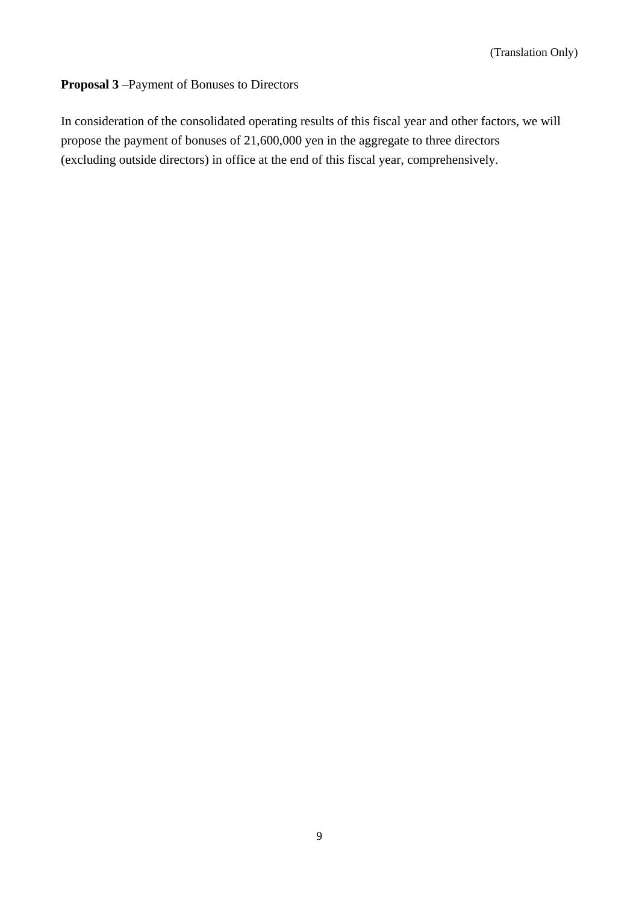(Translation Only)

**Proposal 3** –Payment of Bonuses to Directors

In consideration of the consolidated operating results of this fiscal year and other factors, we will propose the payment of bonuses of 21,600,000 yen in the aggregate to three directors (excluding outside directors) in office at the end of this fiscal year, comprehensively.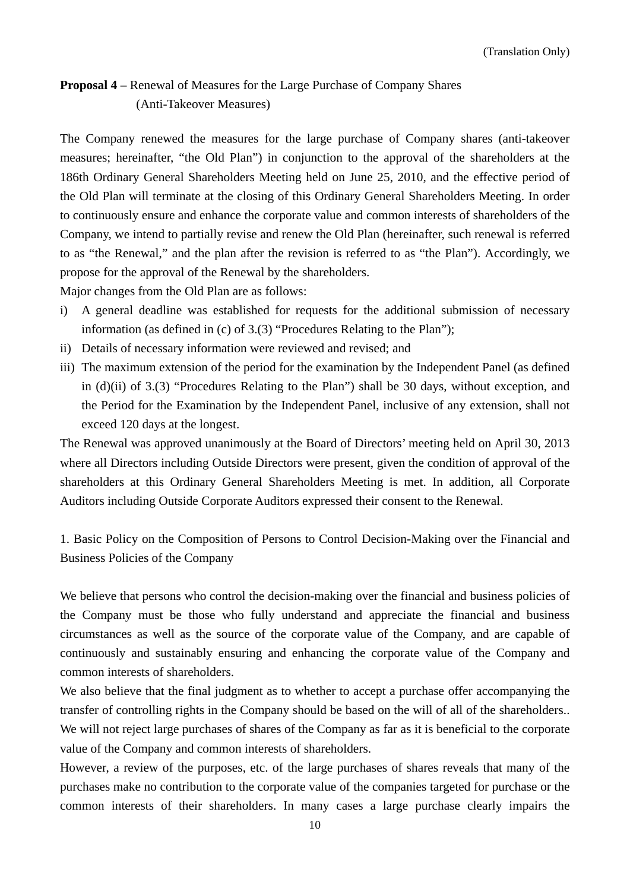(Translation Only)

**Proposal 4** – Renewal of Measures for the Large Purchase of Company Shares (Anti-Takeover Measures)

The Company renewed the measures for the large purchase of Company shares (anti-takeover measures; hereinafter, "the Old Plan") in conjunction to the approval of the shareholders at the 186th Ordinary General Shareholders Meeting held on June 25, 2010, and the effective period of the Old Plan will terminate at the closing of this Ordinary General Shareholders Meeting. In order to continuously ensure and enhance the corporate value and common interests of shareholders of the Company, we intend to partially revise and renew the Old Plan (hereinafter, such renewal is referred to as "the Renewal," and the plan after the revision is referred to as "the Plan"). Accordingly, we propose for the approval of the Renewal by the shareholders.

Major changes from the Old Plan are as follows:

i) A general deadline was established for requests for the additional submission of necessary information (as defined in (c) of 3.(3) "Procedures Relating to the Plan");

ii) Details of necessary information were reviewed and revised; and

iii) The maximum extension of the period for the examination by the Independent Panel (as defined in (d)(ii) of 3.(3) "Procedures Relating to the Plan") shall be 30 days, without exception, and the Period for the Examination by the Independent Panel, inclusive of any extension, shall not exceed 120 days at the longest.

The Renewal was approved unanimously at the Board of Directors' meeting held on April 30, 2013 where all Directors including Outside Directors were present, given the condition of approval of the shareholders at this Ordinary General Shareholders Meeting is met. In addition, all Corporate Auditors including Outside Corporate Auditors expressed their consent to the Renewal.

1. Basic Policy on the Composition of Persons to Control Decision-Making over the Financial and Business Policies of the Company

We believe that persons who control the decision-making over the financial and business policies of the Company must be those who fully understand and appreciate the financial and business circumstances as well as the source of the corporate value of the Company, and are capable of continuously and sustainably ensuring and enhancing the corporate value of the Company and common interests of shareholders.

We also believe that the final judgment as to whether to accept a purchase offer accompanying the transfer of controlling rights in the Company should be based on the will of all of the shareholders.. We will not reject large purchases of shares of the Company as far as it is beneficial to the corporate value of the Company and common interests of shareholders.

However, a review of the purposes, etc. of the large purchases of shares reveals that many of the purchases make no contribution to the corporate value of the companies targeted for purchase or the common interests of their shareholders. In many cases a large purchase clearly impairs the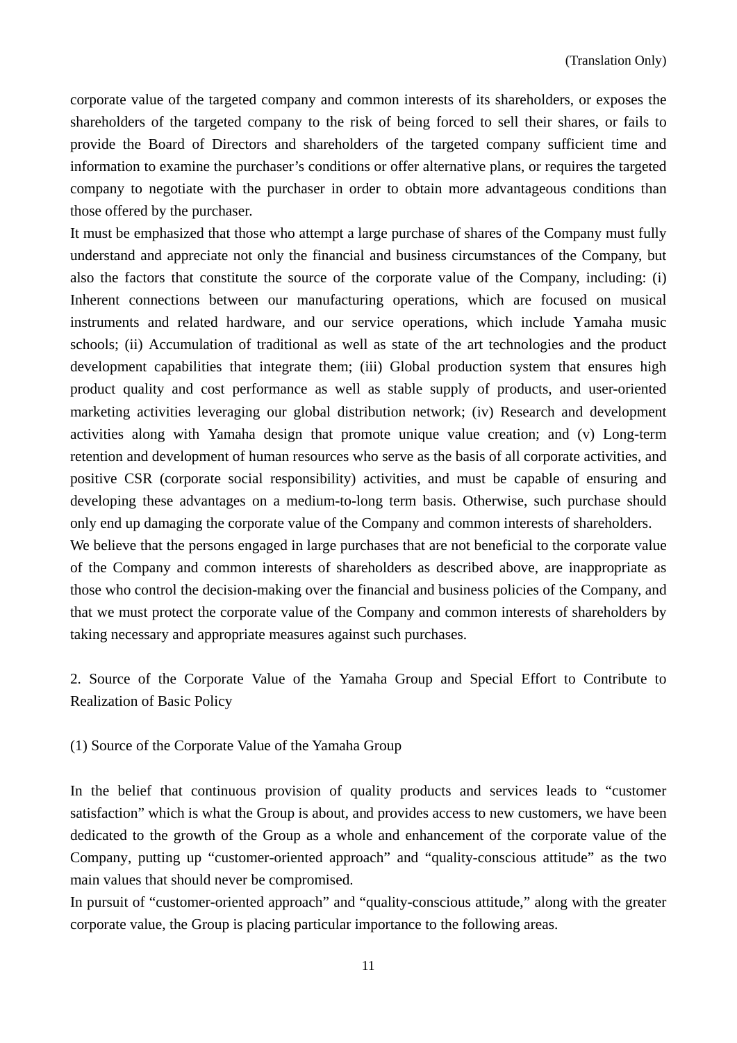corporate value of the targeted company and common interests of its shareholders, or exposes the shareholders of the targeted company to the risk of being forced to sell their shares, or fails to provide the Board of Directors and shareholders of the targeted company sufficient time and information to examine the purchaser's conditions or offer alternative plans, or requires the targeted company to negotiate with the purchaser in order to obtain more advantageous conditions than those offered by the purchaser.

It must be emphasized that those who attempt a large purchase of shares of the Company must fully understand and appreciate not only the financial and business circumstances of the Company, but also the factors that constitute the source of the corporate value of the Company, including: (i) Inherent connections between our manufacturing operations, which are focused on musical instruments and related hardware, and our service operations, which include Yamaha music schools; (ii) Accumulation of traditional as well as state of the art technologies and the product development capabilities that integrate them; (iii) Global production system that ensures high product quality and cost performance as well as stable supply of products, and user-oriented marketing activities leveraging our global distribution network; (iv) Research and development activities along with Yamaha design that promote unique value creation; and (v) Long-term retention and development of human resources who serve as the basis of all corporate activities, and positive CSR (corporate social responsibility) activities, and must be capable of ensuring and developing these advantages on a medium-to-long term basis. Otherwise, such purchase should only end up damaging the corporate value of the Company and common interests of shareholders.

We believe that the persons engaged in large purchases that are not beneficial to the corporate value of the Company and common interests of shareholders as described above, are inappropriate as those who control the decision-making over the financial and business policies of the Company, and that we must protect the corporate value of the Company and common interests of shareholders by taking necessary and appropriate measures against such purchases.

## 2. Source of the Corporate Value of the Yamaha Group and Special Effort to Contribute to Realization of Basic Policy

### (1) Source of the Corporate Value of the Yamaha Group

In the belief that continuous provision of quality products and services leads to "customer satisfaction" which is what the Group is about, and provides access to new customers, we have been dedicated to the growth of the Group as a whole and enhancement of the corporate value of the Company, putting up "customer-oriented approach" and "quality-conscious attitude" as the two main values that should never be compromised.

In pursuit of "customer-oriented approach" and "quality-conscious attitude," along with the greater corporate value, the Group is placing particular importance to the following areas.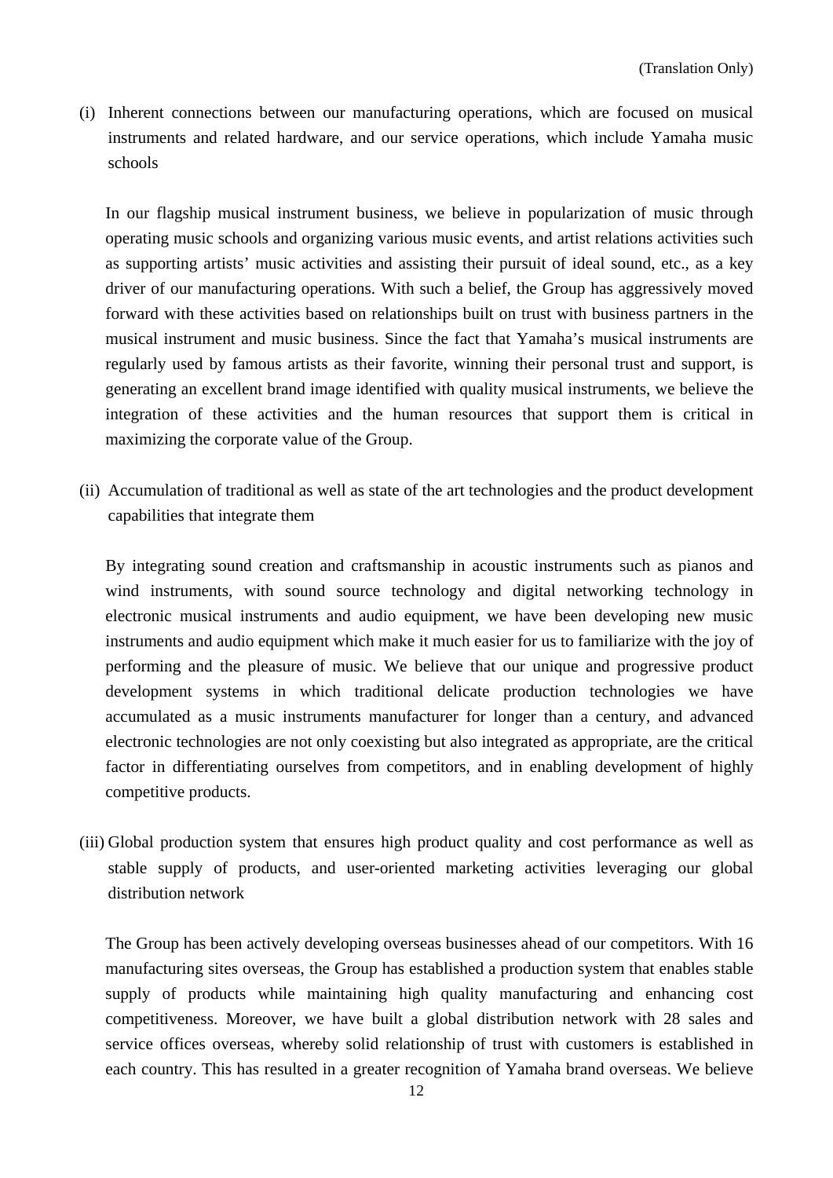(Translation Only)

(i) Inherent connections between our manufacturing operations, which are focused on musical instruments and related hardware, and our service operations, which include Yamaha music schools

In our flagship musical instrument business, we believe in popularization of music through operating music schools and organizing various music events, and artist relations activities such as supporting artists' music activities and assisting their pursuit of ideal sound, etc., as a key driver of our manufacturing operations. With such a belief, the Group has aggressively moved forward with these activities based on relationships built on trust with business partners in the musical instrument and music business. Since the fact that Yamaha's musical instruments are regularly used by famous artists as their favorite, winning their personal trust and support, is generating an excellent brand image identified with quality musical instruments, we believe the integration of these activities and the human resources that support them is critical in maximizing the corporate value of the Group.

(ii) Accumulation of traditional as well as state of the art technologies and the product development capabilities that integrate them

By integrating sound creation and craftsmanship in acoustic instruments such as pianos and wind instruments, with sound source technology and digital networking technology in electronic musical instruments and audio equipment, we have been developing new music instruments and audio equipment which make it much easier for us to familiarize with the joy of performing and the pleasure of music. We believe that our unique and progressive product development systems in which traditional delicate production technologies we have accumulated as a music instruments manufacturer for longer than a century, and advanced electronic technologies are not only coexisting but also integrated as appropriate, are the critical factor in differentiating ourselves from competitors, and in enabling development of highly competitive products.

(iii) Global production system that ensures high product quality and cost performance as well as stable supply of products, and user-oriented marketing activities leveraging our global distribution network

The Group has been actively developing overseas businesses ahead of our competitors. With 16 manufacturing sites overseas, the Group has established a production system that enables stable supply of products while maintaining high quality manufacturing and enhancing cost competitiveness. Moreover, we have built a global distribution network with 28 sales and service offices overseas, whereby solid relationship of trust with customers is established in each country. This has resulted in a greater recognition of Yamaha brand overseas. We believe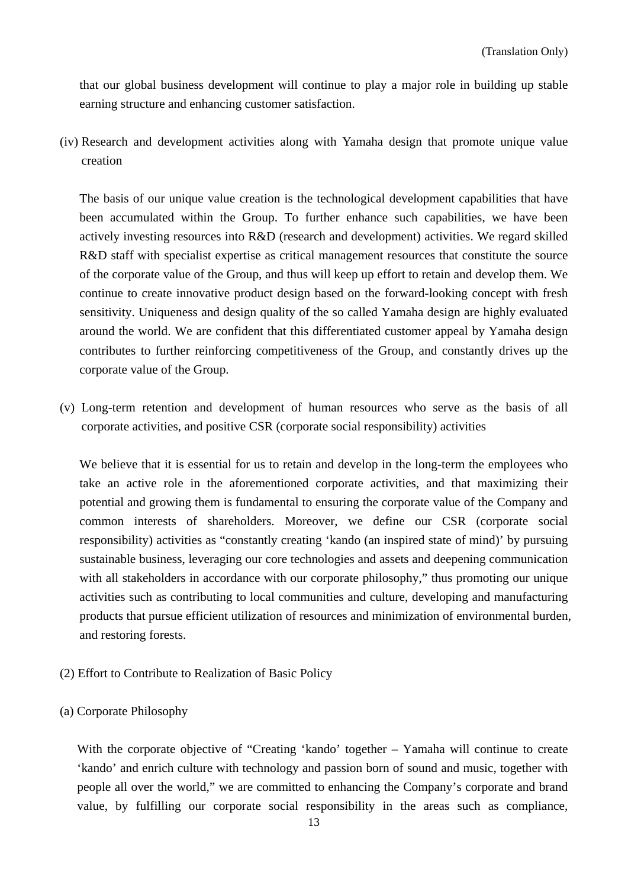that our global business development will continue to play a major role in building up stable earning structure and enhancing customer satisfaction.

(iv) Research and development activities along with Yamaha design that promote unique value creation

The basis of our unique value creation is the technological development capabilities that have been accumulated within the Group. To further enhance such capabilities, we have been actively investing resources into R&D (research and development) activities. We regard skilled R&D staff with specialist expertise as critical management resources that constitute the source of the corporate value of the Group, and thus will keep up effort to retain and develop them. We continue to create innovative product design based on the forward-looking concept with fresh sensitivity. Uniqueness and design quality of the so called Yamaha design are highly evaluated around the world. We are confident that this differentiated customer appeal by Yamaha design contributes to further reinforcing competitiveness of the Group, and constantly drives up the corporate value of the Group.

(v) Long-term retention and development of human resources who serve as the basis of all corporate activities, and positive CSR (corporate social responsibility) activities

We believe that it is essential for us to retain and develop in the long-term the employees who take an active role in the aforementioned corporate activities, and that maximizing their potential and growing them is fundamental to ensuring the corporate value of the Company and common interests of shareholders. Moreover, we define our CSR (corporate social responsibility) activities as "constantly creating 'kando (an inspired state of mind)' by pursuing sustainable business, leveraging our core technologies and assets and deepening communication with all stakeholders in accordance with our corporate philosophy," thus promoting our unique activities such as contributing to local communities and culture, developing and manufacturing products that pursue efficient utilization of resources and minimization of environmental burden, and restoring forests.

(2) Effort to Contribute to Realization of Basic Policy

(a) Corporate Philosophy

With the corporate objective of "Creating 'kando' together – Yamaha will continue to create 'kando' and enrich culture with technology and passion born of sound and music, together with people all over the world," we are committed to enhancing the Company's corporate and brand value, by fulfilling our corporate social responsibility in the areas such as compliance,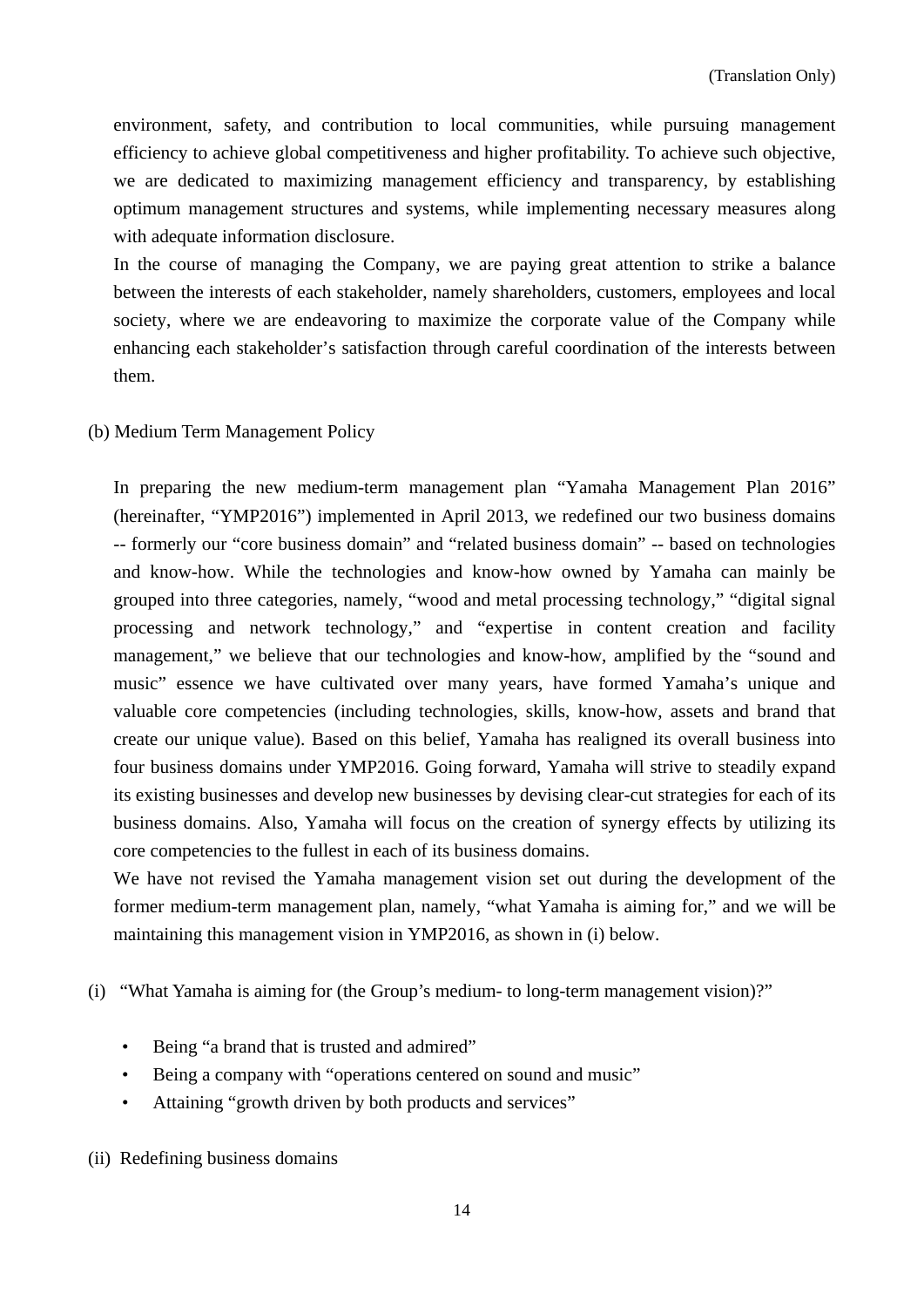environment, safety, and contribution to local communities, while pursuing management efficiency to achieve global competitiveness and higher profitability. To achieve such objective, we are dedicated to maximizing management efficiency and transparency, by establishing optimum management structures and systems, while implementing necessary measures along with adequate information disclosure.

In the course of managing the Company, we are paying great attention to strike a balance between the interests of each stakeholder, namely shareholders, customers, employees and local society, where we are endeavoring to maximize the corporate value of the Company while enhancing each stakeholder's satisfaction through careful coordination of the interests between them.

(b) Medium Term Management Policy

In preparing the new medium-term management plan "Yamaha Management Plan 2016" (hereinafter, "YMP2016") implemented in April 2013, we redefined our two business domains -- formerly our "core business domain" and "related business domain" -- based on technologies and know-how. While the technologies and know-how owned by Yamaha can mainly be grouped into three categories, namely, "wood and metal processing technology," "digital signal processing and network technology," and "expertise in content creation and facility management," we believe that our technologies and know-how, amplified by the "sound and music" essence we have cultivated over many years, have formed Yamaha's unique and valuable core competencies (including technologies, skills, know-how, assets and brand that create our unique value). Based on this belief, Yamaha has realigned its overall business into four business domains under YMP2016. Going forward, Yamaha will strive to steadily expand its existing businesses and develop new businesses by devising clear-cut strategies for each of its business domains. Also, Yamaha will focus on the creation of synergy effects by utilizing its core competencies to the fullest in each of its business domains.

We have not revised the Yamaha management vision set out during the development of the former medium-term management plan, namely, "what Yamaha is aiming for," and we will be maintaining this management vision in YMP2016, as shown in (i) below.

(i) "What Yamaha is aiming for (the Group's medium- to long-term management vision)?"

- Being "a brand that is trusted and admired"
- Being a company with "operations centered on sound and music"
- Attaining "growth driven by both products and services"

(ii) Redefining business domains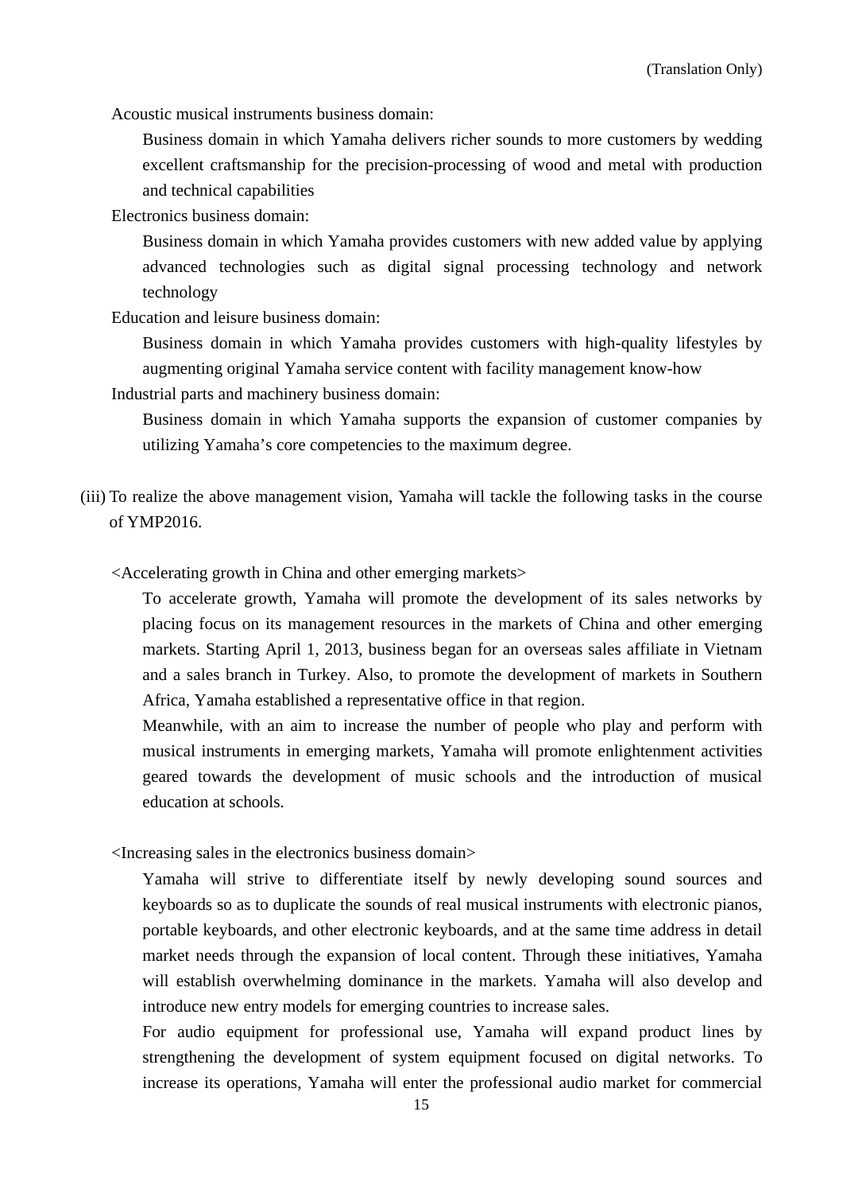Acoustic musical instruments business domain:

Business domain in which Yamaha delivers richer sounds to more customers by wedding excellent craftsmanship for the precision-processing of wood and metal with production and technical capabilities

Electronics business domain:

Business domain in which Yamaha provides customers with new added value by applying advanced technologies such as digital signal processing technology and network technology

Education and leisure business domain:

Business domain in which Yamaha provides customers with high-quality lifestyles by augmenting original Yamaha service content with facility management know-how

Industrial parts and machinery business domain:

Business domain in which Yamaha supports the expansion of customer companies by utilizing Yamaha's core competencies to the maximum degree.

(iii) To realize the above management vision, Yamaha will tackle the following tasks in the course of YMP2016.

<Accelerating growth in China and other emerging markets>

To accelerate growth, Yamaha will promote the development of its sales networks by placing focus on its management resources in the markets of China and other emerging markets. Starting April 1, 2013, business began for an overseas sales affiliate in Vietnam and a sales branch in Turkey. Also, to promote the development of markets in Southern Africa, Yamaha established a representative office in that region.

Meanwhile, with an aim to increase the number of people who play and perform with musical instruments in emerging markets, Yamaha will promote enlightenment activities geared towards the development of music schools and the introduction of musical education at schools.

<Increasing sales in the electronics business domain>

Yamaha will strive to differentiate itself by newly developing sound sources and keyboards so as to duplicate the sounds of real musical instruments with electronic pianos, portable keyboards, and other electronic keyboards, and at the same time address in detail market needs through the expansion of local content. Through these initiatives, Yamaha will establish overwhelming dominance in the markets. Yamaha will also develop and introduce new entry models for emerging countries to increase sales.

For audio equipment for professional use, Yamaha will expand product lines by strengthening the development of system equipment focused on digital networks. To increase its operations, Yamaha will enter the professional audio market for commercial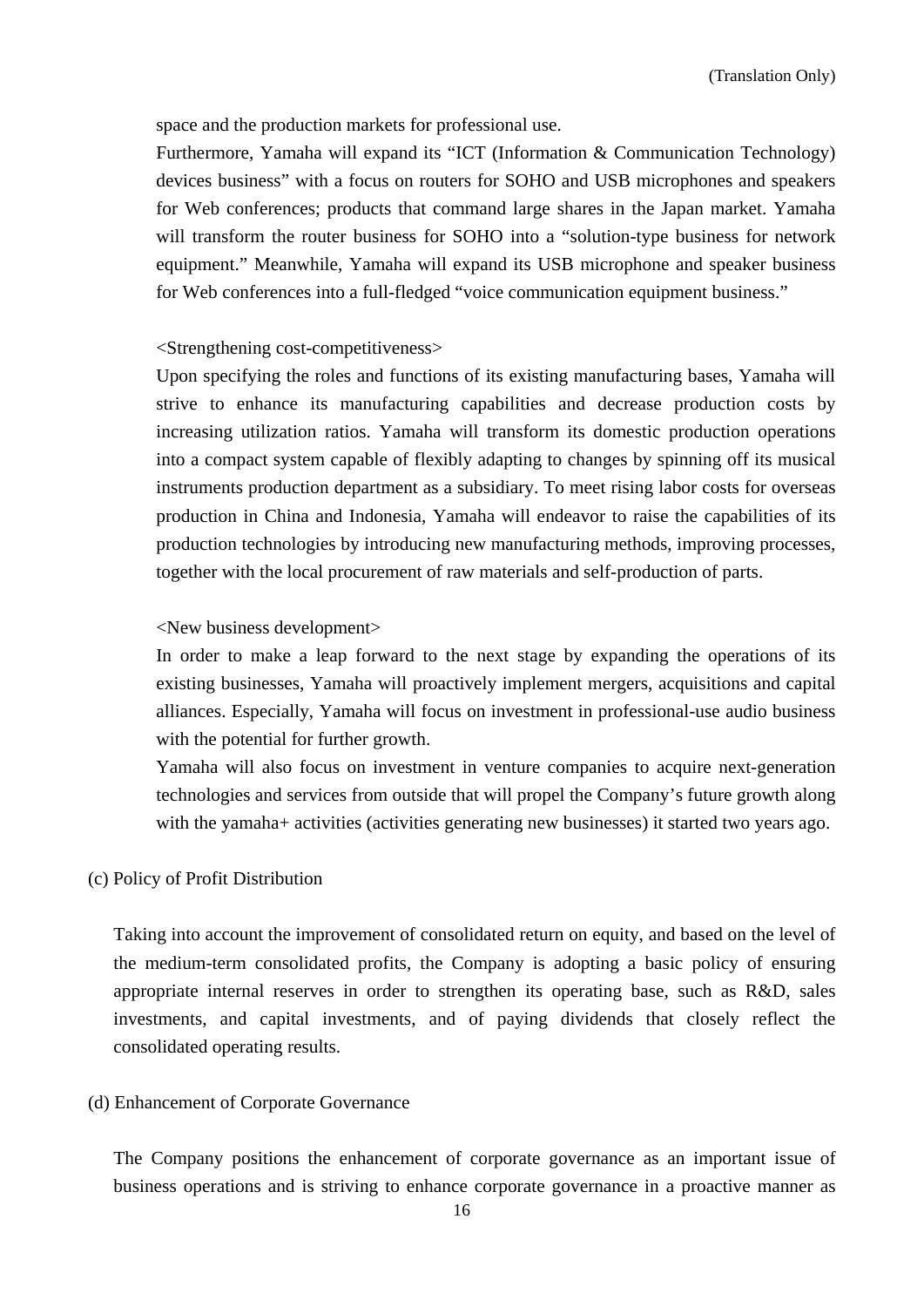space and the production markets for professional use.

Furthermore, Yamaha will expand its “ICT (Information & Communication Technology) devices business” with a focus on routers for SOHO and USB microphones and speakers for Web conferences; products that command large shares in the Japan market. Yamaha will transform the router business for SOHO into a “solution-type business for network equipment.” Meanwhile, Yamaha will expand its USB microphone and speaker business for Web conferences into a full-fledged “voice communication equipment business.”

<Strengthening cost-competitiveness>

Upon specifying the roles and functions of its existing manufacturing bases, Yamaha will strive to enhance its manufacturing capabilities and decrease production costs by increasing utilization ratios. Yamaha will transform its domestic production operations into a compact system capable of flexibly adapting to changes by spinning off its musical instruments production department as a subsidiary. To meet rising labor costs for overseas production in China and Indonesia, Yamaha will endeavor to raise the capabilities of its production technologies by introducing new manufacturing methods, improving processes, together with the local procurement of raw materials and self-production of parts.

<New business development>

In order to make a leap forward to the next stage by expanding the operations of its existing businesses, Yamaha will proactively implement mergers, acquisitions and capital alliances. Especially, Yamaha will focus on investment in professional-use audio business with the potential for further growth.

Yamaha will also focus on investment in venture companies to acquire next-generation technologies and services from outside that will propel the Company’s future growth along with the yamaha+ activities (activities generating new businesses) it started two years ago.

(c) Policy of Profit Distribution

Taking into account the improvement of consolidated return on equity, and based on the level of the medium-term consolidated profits, the Company is adopting a basic policy of ensuring appropriate internal reserves in order to strengthen its operating base, such as R&D, sales investments, and capital investments, and of paying dividends that closely reflect the consolidated operating results.

(d) Enhancement of Corporate Governance

The Company positions the enhancement of corporate governance as an important issue of business operations and is striving to enhance corporate governance in a proactive manner as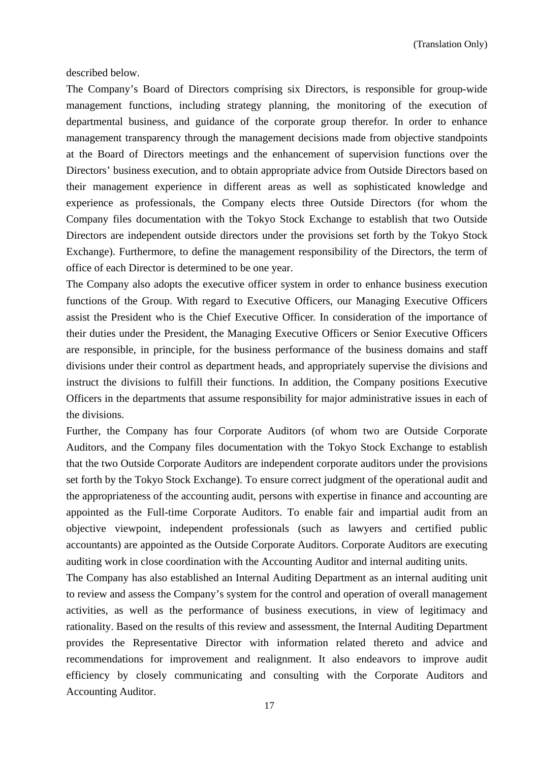described below.

The Company's Board of Directors comprising six Directors, is responsible for group-wide management functions, including strategy planning, the monitoring of the execution of departmental business, and guidance of the corporate group therefor. In order to enhance management transparency through the management decisions made from objective standpoints at the Board of Directors meetings and the enhancement of supervision functions over the Directors' business execution, and to obtain appropriate advice from Outside Directors based on their management experience in different areas as well as sophisticated knowledge and experience as professionals, the Company elects three Outside Directors (for whom the Company files documentation with the Tokyo Stock Exchange to establish that two Outside Directors are independent outside directors under the provisions set forth by the Tokyo Stock Exchange). Furthermore, to define the management responsibility of the Directors, the term of office of each Director is determined to be one year.

The Company also adopts the executive officer system in order to enhance business execution functions of the Group. With regard to Executive Officers, our Managing Executive Officers assist the President who is the Chief Executive Officer. In consideration of the importance of their duties under the President, the Managing Executive Officers or Senior Executive Officers are responsible, in principle, for the business performance of the business domains and staff divisions under their control as department heads, and appropriately supervise the divisions and instruct the divisions to fulfill their functions. In addition, the Company positions Executive Officers in the departments that assume responsibility for major administrative issues in each of the divisions.

Further, the Company has four Corporate Auditors (of whom two are Outside Corporate Auditors, and the Company files documentation with the Tokyo Stock Exchange to establish that the two Outside Corporate Auditors are independent corporate auditors under the provisions set forth by the Tokyo Stock Exchange). To ensure correct judgment of the operational audit and the appropriateness of the accounting audit, persons with expertise in finance and accounting are appointed as the Full-time Corporate Auditors. To enable fair and impartial audit from an objective viewpoint, independent professionals (such as lawyers and certified public accountants) are appointed as the Outside Corporate Auditors. Corporate Auditors are executing auditing work in close coordination with the Accounting Auditor and internal auditing units.

The Company has also established an Internal Auditing Department as an internal auditing unit to review and assess the Company's system for the control and operation of overall management activities, as well as the performance of business executions, in view of legitimacy and rationality. Based on the results of this review and assessment, the Internal Auditing Department provides the Representative Director with information related thereto and advice and recommendations for improvement and realignment. It also endeavors to improve audit efficiency by closely communicating and consulting with the Corporate Auditors and Accounting Auditor.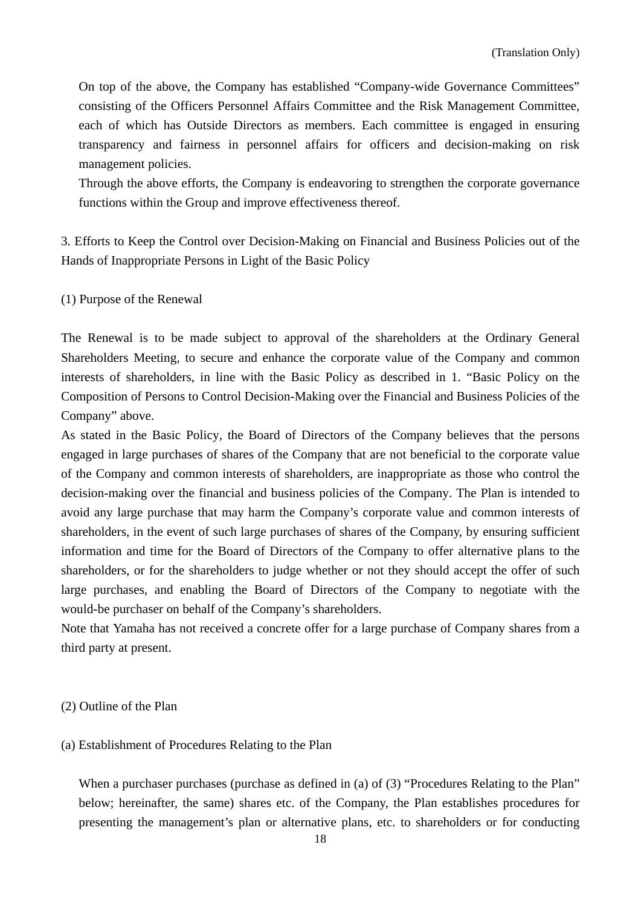(Translation Only)

On top of the above, the Company has established “Company-wide Governance Committees” consisting of the Officers Personnel Affairs Committee and the Risk Management Committee, each of which has Outside Directors as members. Each committee is engaged in ensuring transparency and fairness in personnel affairs for officers and decision-making on risk management policies.

Through the above efforts, the Company is endeavoring to strengthen the corporate governance functions within the Group and improve effectiveness thereof.

## 3. Efforts to Keep the Control over Decision-Making on Financial and Business Policies out of the Hands of Inappropriate Persons in Light of the Basic Policy

### (1) Purpose of the Renewal

The Renewal is to be made subject to approval of the shareholders at the Ordinary General Shareholders Meeting, to secure and enhance the corporate value of the Company and common interests of shareholders, in line with the Basic Policy as described in 1. “Basic Policy on the Composition of Persons to Control Decision-Making over the Financial and Business Policies of the Company” above.

As stated in the Basic Policy, the Board of Directors of the Company believes that the persons engaged in large purchases of shares of the Company that are not beneficial to the corporate value of the Company and common interests of shareholders, are inappropriate as those who control the decision-making over the financial and business policies of the Company. The Plan is intended to avoid any large purchase that may harm the Company’s corporate value and common interests of shareholders, in the event of such large purchases of shares of the Company, by ensuring sufficient information and time for the Board of Directors of the Company to offer alternative plans to the shareholders, or for the shareholders to judge whether or not they should accept the offer of such large purchases, and enabling the Board of Directors of the Company to negotiate with the would-be purchaser on behalf of the Company’s shareholders.

Note that Yamaha has not received a concrete offer for a large purchase of Company shares from a third party at present.

### (2) Outline of the Plan

#### (a) Establishment of Procedures Relating to the Plan

When a purchaser purchases (purchase as defined in (a) of (3) “Procedures Relating to the Plan” below; hereinafter, the same) shares etc. of the Company, the Plan establishes procedures for presenting the management’s plan or alternative plans, etc. to shareholders or for conducting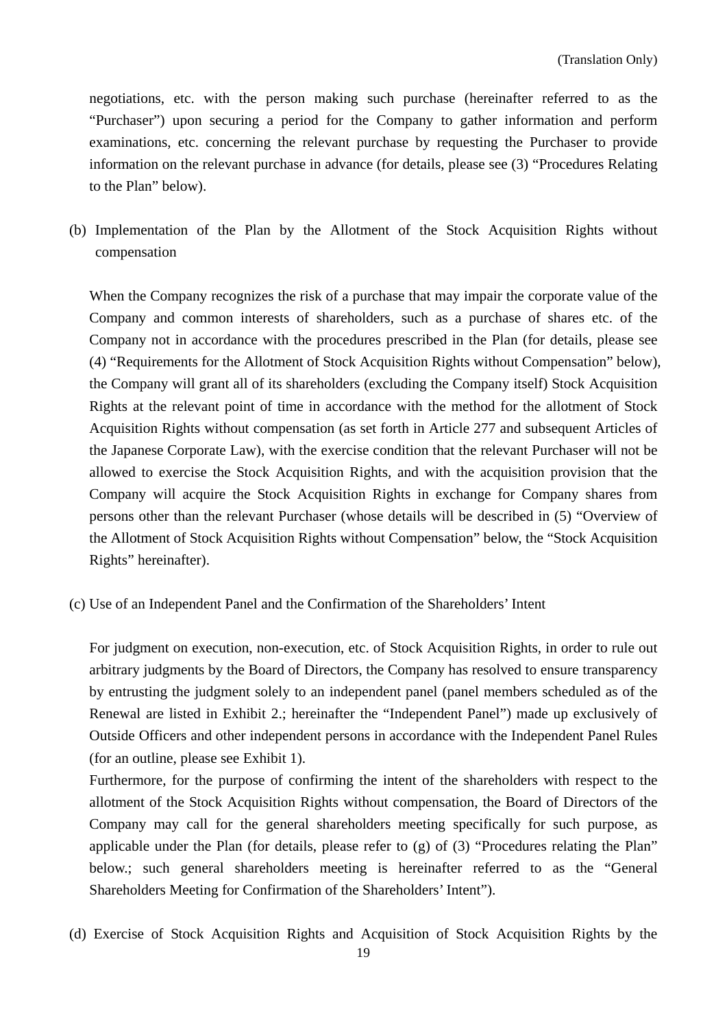negotiations, etc. with the person making such purchase (hereinafter referred to as the "Purchaser") upon securing a period for the Company to gather information and perform examinations, etc. concerning the relevant purchase by requesting the Purchaser to provide information on the relevant purchase in advance (for details, please see (3) "Procedures Relating to the Plan" below).

(b) Implementation of the Plan by the Allotment of the Stock Acquisition Rights without compensation

When the Company recognizes the risk of a purchase that may impair the corporate value of the Company and common interests of shareholders, such as a purchase of shares etc. of the Company not in accordance with the procedures prescribed in the Plan (for details, please see (4) "Requirements for the Allotment of Stock Acquisition Rights without Compensation" below), the Company will grant all of its shareholders (excluding the Company itself) Stock Acquisition Rights at the relevant point of time in accordance with the method for the allotment of Stock Acquisition Rights without compensation (as set forth in Article 277 and subsequent Articles of the Japanese Corporate Law), with the exercise condition that the relevant Purchaser will not be allowed to exercise the Stock Acquisition Rights, and with the acquisition provision that the Company will acquire the Stock Acquisition Rights in exchange for Company shares from persons other than the relevant Purchaser (whose details will be described in (5) "Overview of the Allotment of Stock Acquisition Rights without Compensation" below, the "Stock Acquisition Rights" hereinafter).

(c) Use of an Independent Panel and the Confirmation of the Shareholders' Intent

For judgment on execution, non-execution, etc. of Stock Acquisition Rights, in order to rule out arbitrary judgments by the Board of Directors, the Company has resolved to ensure transparency by entrusting the judgment solely to an independent panel (panel members scheduled as of the Renewal are listed in Exhibit 2.; hereinafter the "Independent Panel") made up exclusively of Outside Officers and other independent persons in accordance with the Independent Panel Rules (for an outline, please see Exhibit 1).

Furthermore, for the purpose of confirming the intent of the shareholders with respect to the allotment of the Stock Acquisition Rights without compensation, the Board of Directors of the Company may call for the general shareholders meeting specifically for such purpose, as applicable under the Plan (for details, please refer to (g) of (3) "Procedures relating the Plan" below.; such general shareholders meeting is hereinafter referred to as the "General Shareholders Meeting for Confirmation of the Shareholders' Intent").

(d) Exercise of Stock Acquisition Rights and Acquisition of Stock Acquisition Rights by the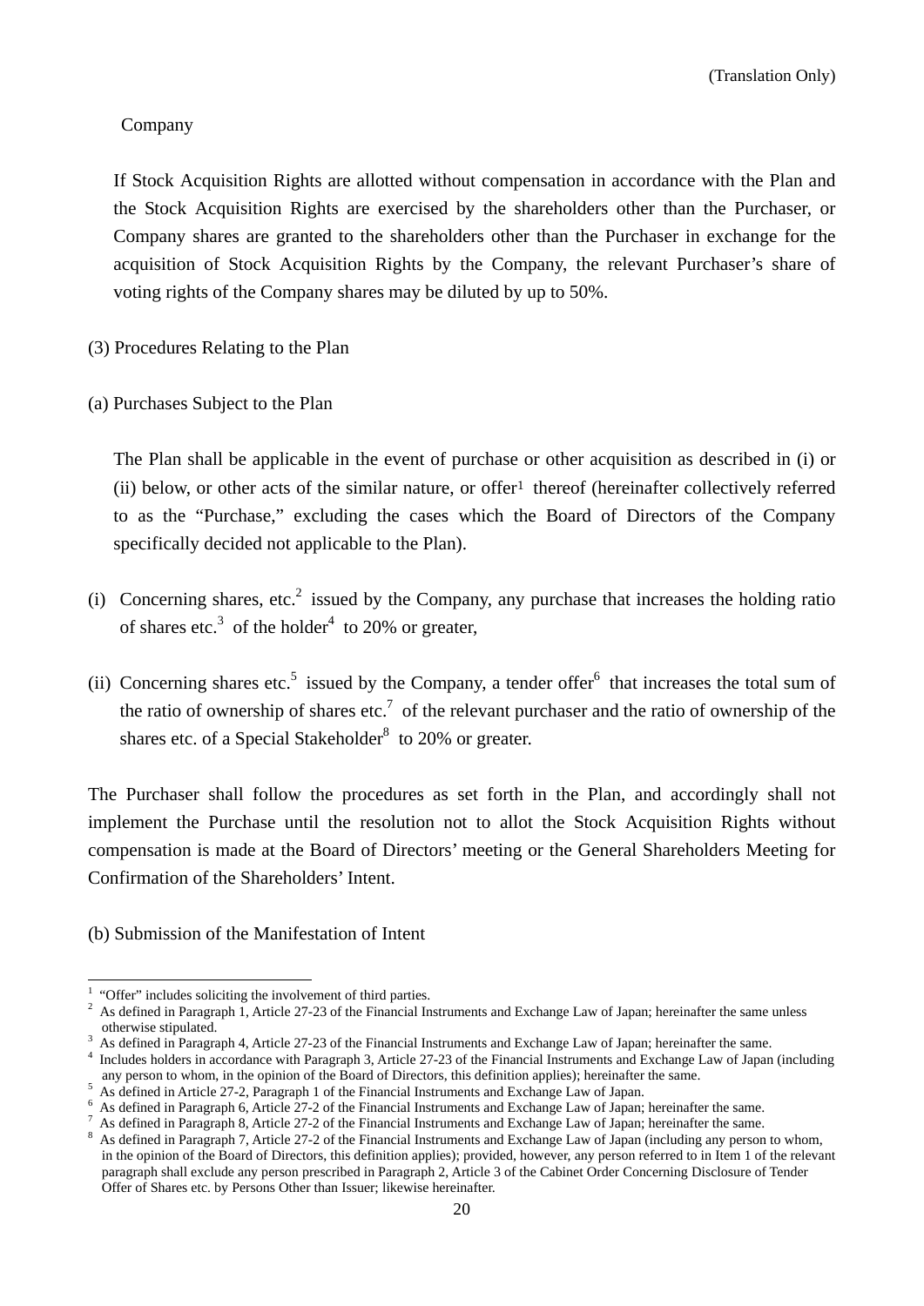Company

If Stock Acquisition Rights are allotted without compensation in accordance with the Plan and the Stock Acquisition Rights are exercised by the shareholders other than the Purchaser, or Company shares are granted to the shareholders other than the Purchaser in exchange for the acquisition of Stock Acquisition Rights by the Company, the relevant Purchaser's share of voting rights of the Company shares may be diluted by up to 50%.

(3) Procedures Relating to the Plan

(a) Purchases Subject to the Plan

The Plan shall be applicable in the event of purchase or other acquisition as described in (i) or (ii) below, or other acts of the similar nature, or offer[1] thereof (hereinafter collectively referred to as the "Purchase," excluding the cases which the Board of Directors of the Company specifically decided not applicable to the Plan).

(i) Concerning shares, etc.[2] issued by the Company, any purchase that increases the holding ratio of shares etc.[3] of the holder[4] to 20% or greater,

(ii) Concerning shares etc.[5] issued by the Company, a tender offer[6] that increases the total sum of the ratio of ownership of shares etc.[7] of the relevant purchaser and the ratio of ownership of the shares etc. of a Special Stakeholder[8] to 20% or greater.

The Purchaser shall follow the procedures as set forth in the Plan, and accordingly shall not implement the Purchase until the resolution not to allot the Stock Acquisition Rights without compensation is made at the Board of Directors' meeting or the General Shareholders Meeting for Confirmation of the Shareholders' Intent.

(b) Submission of the Manifestation of Intent

---

[1] "Offer" includes soliciting the involvement of third parties.
[2] As defined in Paragraph 1, Article 27-23 of the Financial Instruments and Exchange Law of Japan; hereinafter the same unless otherwise stipulated.
[3] As defined in Paragraph 4, Article 27-23 of the Financial Instruments and Exchange Law of Japan; hereinafter the same.
[4] Includes holders in accordance with Paragraph 3, Article 27-23 of the Financial Instruments and Exchange Law of Japan (including any person to whom, in the opinion of the Board of Directors, this definition applies); hereinafter the same.
[5] As defined in Article 27-2, Paragraph 1 of the Financial Instruments and Exchange Law of Japan.
[6] As defined in Paragraph 6, Article 27-2 of the Financial Instruments and Exchange Law of Japan; hereinafter the same.
[7] As defined in Paragraph 8, Article 27-2 of the Financial Instruments and Exchange Law of Japan; hereinafter the same.
[8] As defined in Paragraph 7, Article 27-2 of the Financial Instruments and Exchange Law of Japan (including any person to whom, in the opinion of the Board of Directors, this definition applies); provided, however, any person referred to in Item 1 of the relevant paragraph shall exclude any person prescribed in Paragraph 2, Article 3 of the Cabinet Order Concerning Disclosure of Tender Offer of Shares etc. by Persons Other than Issuer; likewise hereinafter.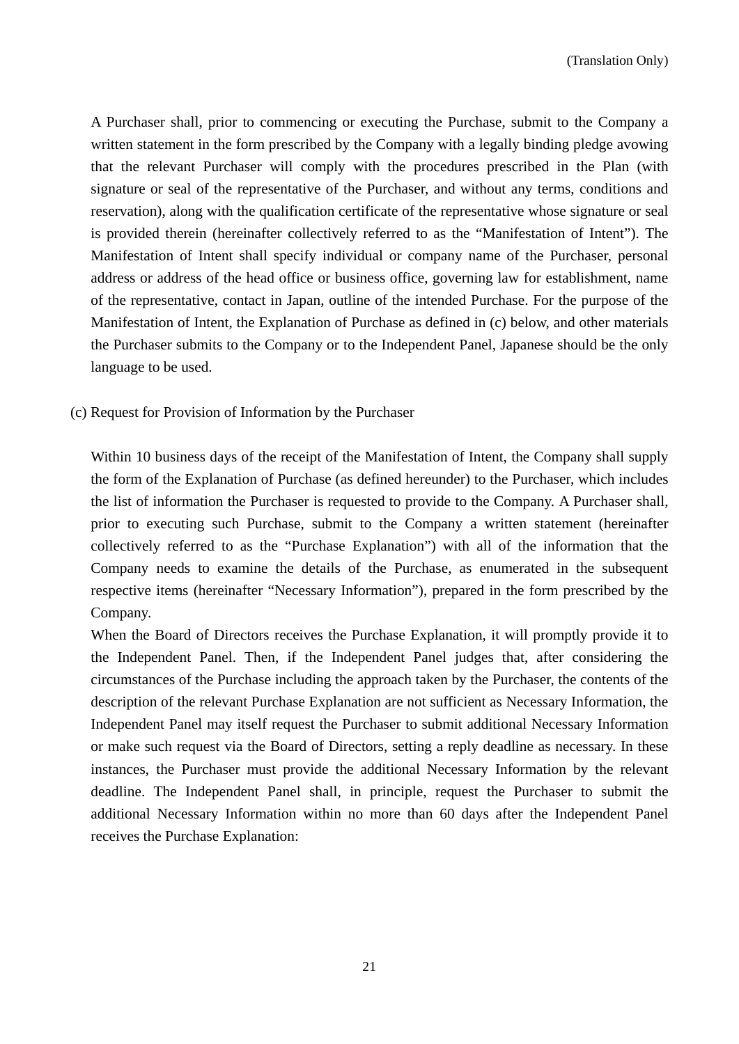A Purchaser shall, prior to commencing or executing the Purchase, submit to the Company a written statement in the form prescribed by the Company with a legally binding pledge avowing that the relevant Purchaser will comply with the procedures prescribed in the Plan (with signature or seal of the representative of the Purchaser, and without any terms, conditions and reservation), along with the qualification certificate of the representative whose signature or seal is provided therein (hereinafter collectively referred to as the "Manifestation of Intent"). The Manifestation of Intent shall specify individual or company name of the Purchaser, personal address or address of the head office or business office, governing law for establishment, name of the representative, contact in Japan, outline of the intended Purchase. For the purpose of the Manifestation of Intent, the Explanation of Purchase as defined in (c) below, and other materials the Purchaser submits to the Company or to the Independent Panel, Japanese should be the only language to be used.

(c) Request for Provision of Information by the Purchaser

Within 10 business days of the receipt of the Manifestation of Intent, the Company shall supply the form of the Explanation of Purchase (as defined hereunder) to the Purchaser, which includes the list of information the Purchaser is requested to provide to the Company. A Purchaser shall, prior to executing such Purchase, submit to the Company a written statement (hereinafter collectively referred to as the "Purchase Explanation") with all of the information that the Company needs to examine the details of the Purchase, as enumerated in the subsequent respective items (hereinafter "Necessary Information"), prepared in the form prescribed by the Company.

When the Board of Directors receives the Purchase Explanation, it will promptly provide it to the Independent Panel. Then, if the Independent Panel judges that, after considering the circumstances of the Purchase including the approach taken by the Purchaser, the contents of the description of the relevant Purchase Explanation are not sufficient as Necessary Information, the Independent Panel may itself request the Purchaser to submit additional Necessary Information or make such request via the Board of Directors, setting a reply deadline as necessary. In these instances, the Purchaser must provide the additional Necessary Information by the relevant deadline. The Independent Panel shall, in principle, request the Purchaser to submit the additional Necessary Information within no more than 60 days after the Independent Panel receives the Purchase Explanation: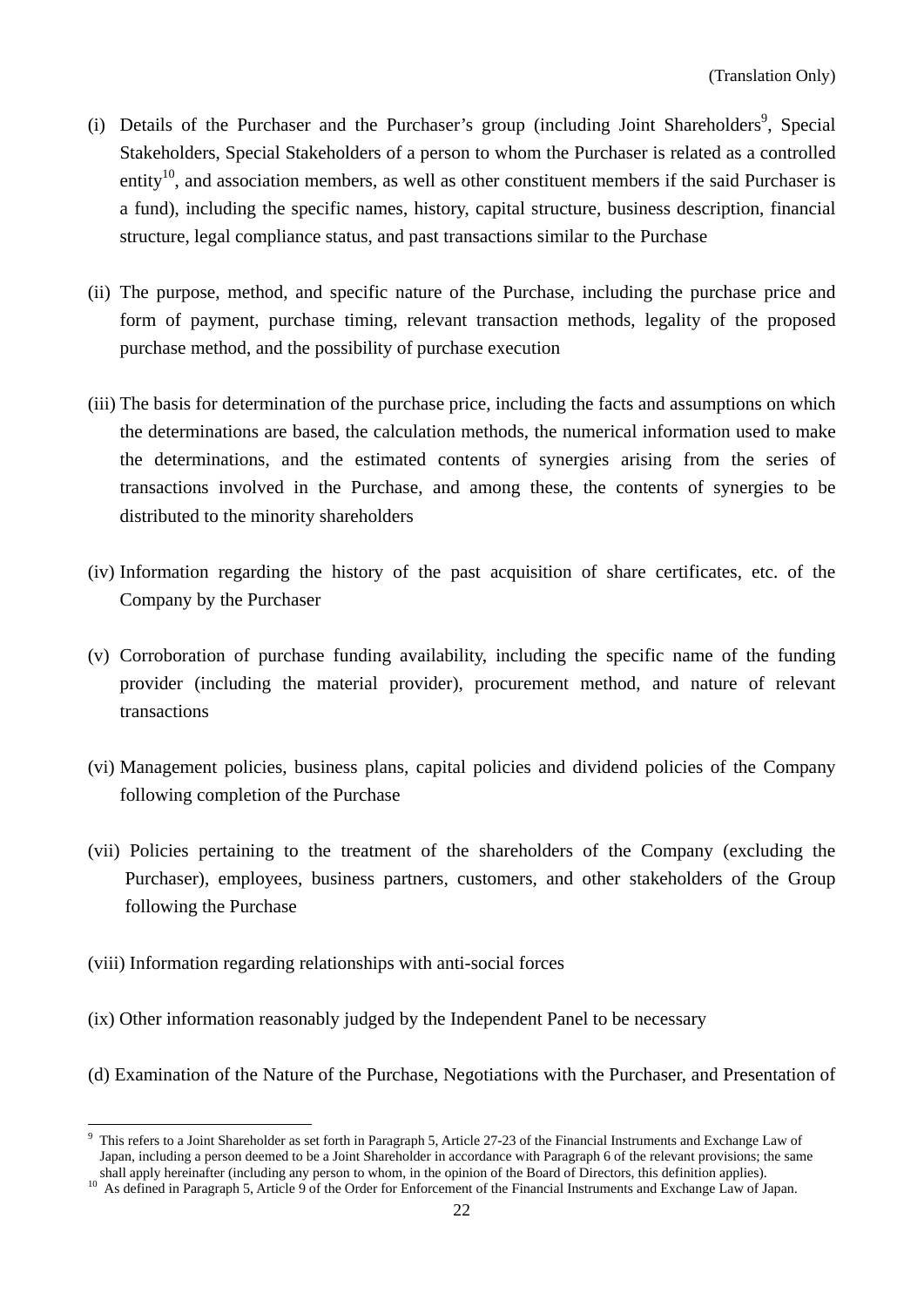(i) Details of the Purchaser and the Purchaser's group (including Joint Shareholders[9], Special Stakeholders, Special Stakeholders of a person to whom the Purchaser is related as a controlled entity[10], and association members, as well as other constituent members if the said Purchaser is a fund), including the specific names, history, capital structure, business description, financial structure, legal compliance status, and past transactions similar to the Purchase

(ii) The purpose, method, and specific nature of the Purchase, including the purchase price and form of payment, purchase timing, relevant transaction methods, legality of the proposed purchase method, and the possibility of purchase execution

(iii) The basis for determination of the purchase price, including the facts and assumptions on which the determinations are based, the calculation methods, the numerical information used to make the determinations, and the estimated contents of synergies arising from the series of transactions involved in the Purchase, and among these, the contents of synergies to be distributed to the minority shareholders

(iv) Information regarding the history of the past acquisition of share certificates, etc. of the Company by the Purchaser

(v) Corroboration of purchase funding availability, including the specific name of the funding provider (including the material provider), procurement method, and nature of relevant transactions

(vi) Management policies, business plans, capital policies and dividend policies of the Company following completion of the Purchase

(vii) Policies pertaining to the treatment of the shareholders of the Company (excluding the Purchaser), employees, business partners, customers, and other stakeholders of the Group following the Purchase

(viii) Information regarding relationships with anti-social forces

(ix) Other information reasonably judged by the Independent Panel to be necessary

(d) Examination of the Nature of the Purchase, Negotiations with the Purchaser, and Presentation of

---

[9] This refers to a Joint Shareholder as set forth in Paragraph 5, Article 27-23 of the Financial Instruments and Exchange Law of Japan, including a person deemed to be a Joint Shareholder in accordance with Paragraph 6 of the relevant provisions; the same shall apply hereinafter (including any person to whom, in the opinion of the Board of Directors, this definition applies).

[10] As defined in Paragraph 5, Article 9 of the Order for Enforcement of the Financial Instruments and Exchange Law of Japan.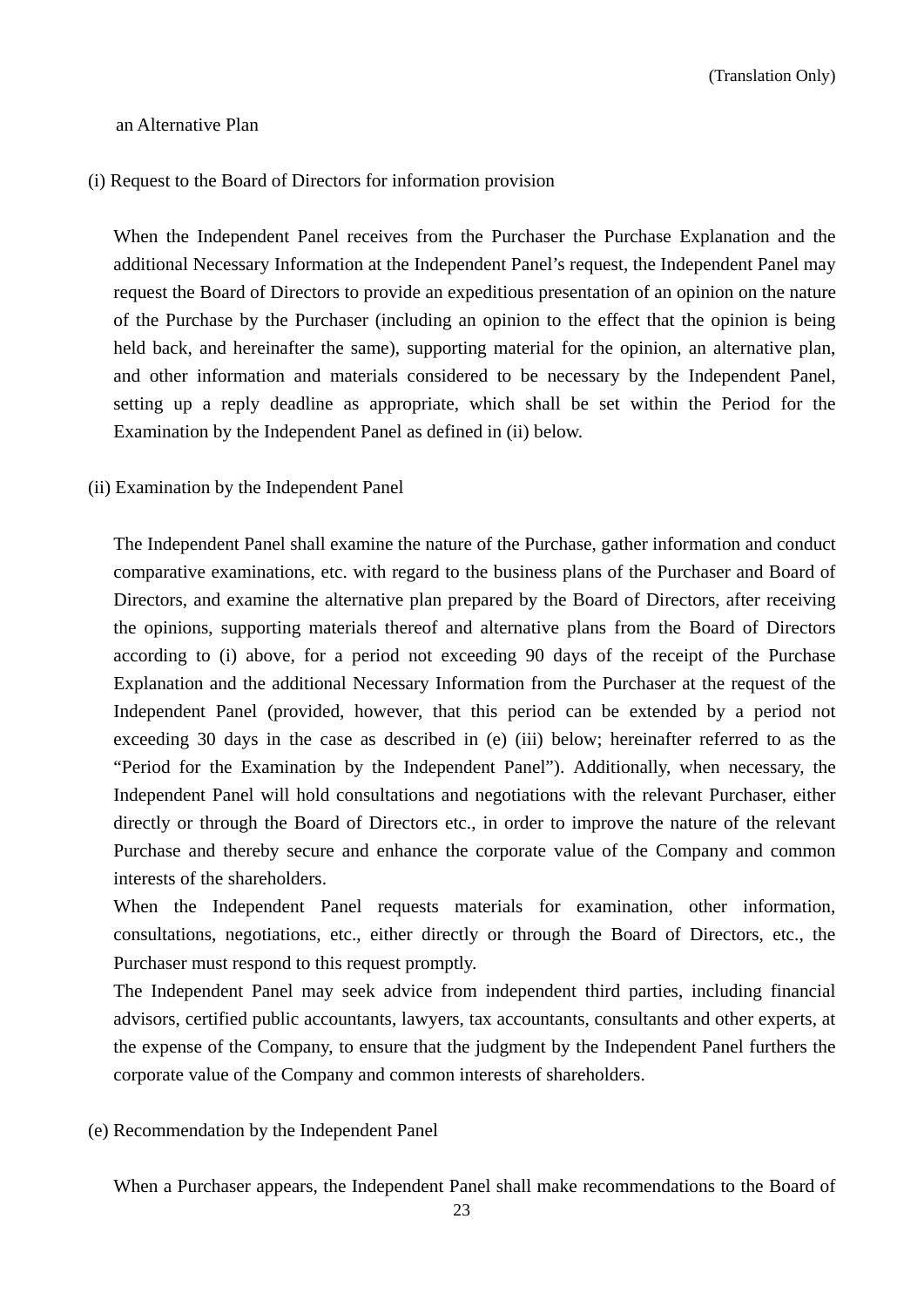an Alternative Plan

(i) Request to the Board of Directors for information provision

When the Independent Panel receives from the Purchaser the Purchase Explanation and the additional Necessary Information at the Independent Panel's request, the Independent Panel may request the Board of Directors to provide an expeditious presentation of an opinion on the nature of the Purchase by the Purchaser (including an opinion to the effect that the opinion is being held back, and hereinafter the same), supporting material for the opinion, an alternative plan, and other information and materials considered to be necessary by the Independent Panel, setting up a reply deadline as appropriate, which shall be set within the Period for the Examination by the Independent Panel as defined in (ii) below.

(ii) Examination by the Independent Panel

The Independent Panel shall examine the nature of the Purchase, gather information and conduct comparative examinations, etc. with regard to the business plans of the Purchaser and Board of Directors, and examine the alternative plan prepared by the Board of Directors, after receiving the opinions, supporting materials thereof and alternative plans from the Board of Directors according to (i) above, for a period not exceeding 90 days of the receipt of the Purchase Explanation and the additional Necessary Information from the Purchaser at the request of the Independent Panel (provided, however, that this period can be extended by a period not exceeding 30 days in the case as described in (e) (iii) below; hereinafter referred to as the "Period for the Examination by the Independent Panel"). Additionally, when necessary, the Independent Panel will hold consultations and negotiations with the relevant Purchaser, either directly or through the Board of Directors etc., in order to improve the nature of the relevant Purchase and thereby secure and enhance the corporate value of the Company and common interests of the shareholders.

When the Independent Panel requests materials for examination, other information, consultations, negotiations, etc., either directly or through the Board of Directors, etc., the Purchaser must respond to this request promptly.

The Independent Panel may seek advice from independent third parties, including financial advisors, certified public accountants, lawyers, tax accountants, consultants and other experts, at the expense of the Company, to ensure that the judgment by the Independent Panel furthers the corporate value of the Company and common interests of shareholders.

(e) Recommendation by the Independent Panel

When a Purchaser appears, the Independent Panel shall make recommendations to the Board of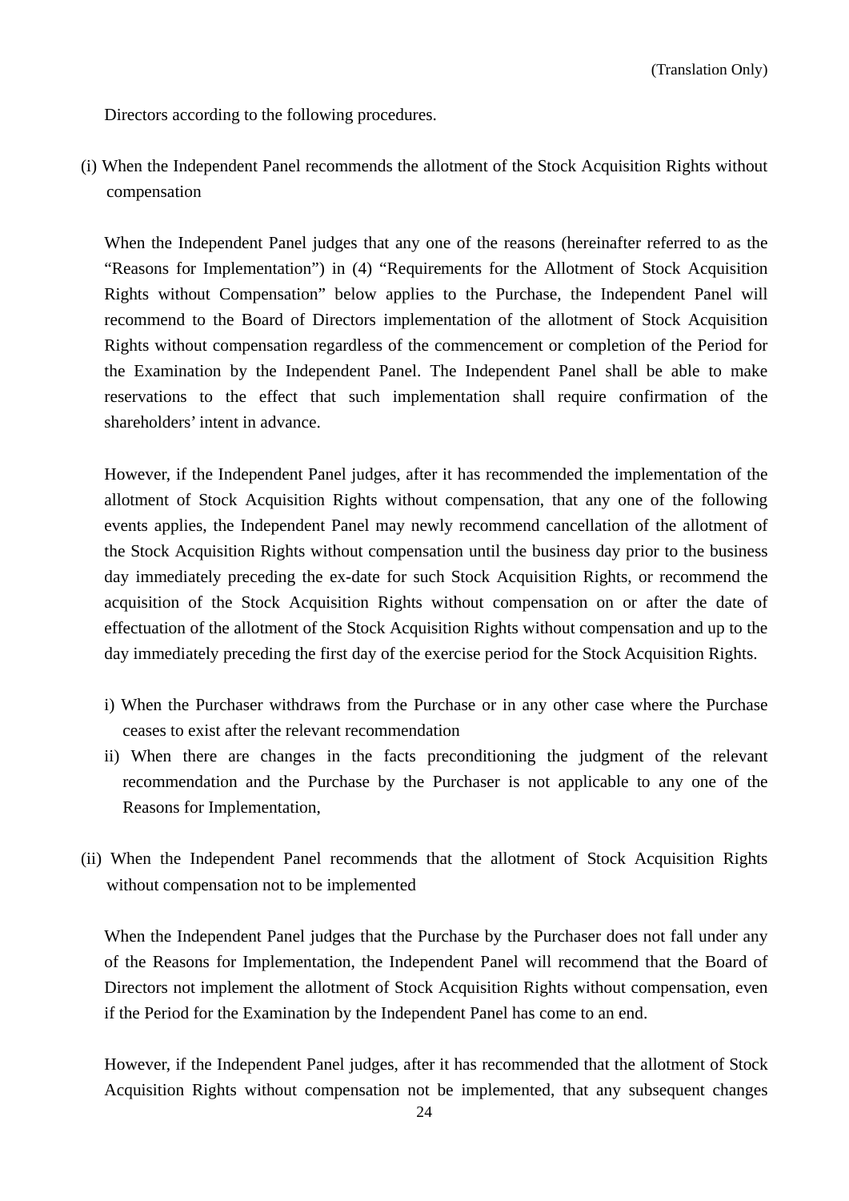Directors according to the following procedures.

(i) When the Independent Panel recommends the allotment of the Stock Acquisition Rights without compensation

When the Independent Panel judges that any one of the reasons (hereinafter referred to as the "Reasons for Implementation") in (4) "Requirements for the Allotment of Stock Acquisition Rights without Compensation" below applies to the Purchase, the Independent Panel will recommend to the Board of Directors implementation of the allotment of Stock Acquisition Rights without compensation regardless of the commencement or completion of the Period for the Examination by the Independent Panel. The Independent Panel shall be able to make reservations to the effect that such implementation shall require confirmation of the shareholders' intent in advance.

However, if the Independent Panel judges, after it has recommended the implementation of the allotment of Stock Acquisition Rights without compensation, that any one of the following events applies, the Independent Panel may newly recommend cancellation of the allotment of the Stock Acquisition Rights without compensation until the business day prior to the business day immediately preceding the ex-date for such Stock Acquisition Rights, or recommend the acquisition of the Stock Acquisition Rights without compensation on or after the date of effectuation of the allotment of the Stock Acquisition Rights without compensation and up to the day immediately preceding the first day of the exercise period for the Stock Acquisition Rights.

i) When the Purchaser withdraws from the Purchase or in any other case where the Purchase ceases to exist after the relevant recommendation

ii) When there are changes in the facts preconditioning the judgment of the relevant recommendation and the Purchase by the Purchaser is not applicable to any one of the Reasons for Implementation,

(ii) When the Independent Panel recommends that the allotment of Stock Acquisition Rights without compensation not to be implemented

When the Independent Panel judges that the Purchase by the Purchaser does not fall under any of the Reasons for Implementation, the Independent Panel will recommend that the Board of Directors not implement the allotment of Stock Acquisition Rights without compensation, even if the Period for the Examination by the Independent Panel has come to an end.

However, if the Independent Panel judges, after it has recommended that the allotment of Stock Acquisition Rights without compensation not be implemented, that any subsequent changes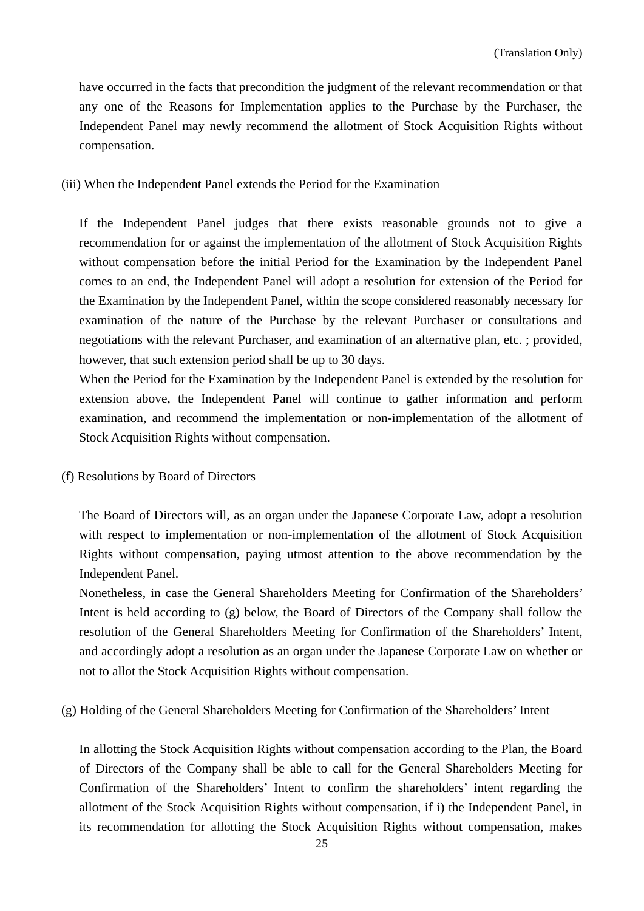have occurred in the facts that precondition the judgment of the relevant recommendation or that any one of the Reasons for Implementation applies to the Purchase by the Purchaser, the Independent Panel may newly recommend the allotment of Stock Acquisition Rights without compensation.

(iii) When the Independent Panel extends the Period for the Examination

If the Independent Panel judges that there exists reasonable grounds not to give a recommendation for or against the implementation of the allotment of Stock Acquisition Rights without compensation before the initial Period for the Examination by the Independent Panel comes to an end, the Independent Panel will adopt a resolution for extension of the Period for the Examination by the Independent Panel, within the scope considered reasonably necessary for examination of the nature of the Purchase by the relevant Purchaser or consultations and negotiations with the relevant Purchaser, and examination of an alternative plan, etc. ; provided, however, that such extension period shall be up to 30 days.

When the Period for the Examination by the Independent Panel is extended by the resolution for extension above, the Independent Panel will continue to gather information and perform examination, and recommend the implementation or non-implementation of the allotment of Stock Acquisition Rights without compensation.

(f) Resolutions by Board of Directors

The Board of Directors will, as an organ under the Japanese Corporate Law, adopt a resolution with respect to implementation or non-implementation of the allotment of Stock Acquisition Rights without compensation, paying utmost attention to the above recommendation by the Independent Panel.

Nonetheless, in case the General Shareholders Meeting for Confirmation of the Shareholders' Intent is held according to (g) below, the Board of Directors of the Company shall follow the resolution of the General Shareholders Meeting for Confirmation of the Shareholders' Intent, and accordingly adopt a resolution as an organ under the Japanese Corporate Law on whether or not to allot the Stock Acquisition Rights without compensation.

(g) Holding of the General Shareholders Meeting for Confirmation of the Shareholders' Intent

In allotting the Stock Acquisition Rights without compensation according to the Plan, the Board of Directors of the Company shall be able to call for the General Shareholders Meeting for Confirmation of the Shareholders' Intent to confirm the shareholders' intent regarding the allotment of the Stock Acquisition Rights without compensation, if i) the Independent Panel, in its recommendation for allotting the Stock Acquisition Rights without compensation, makes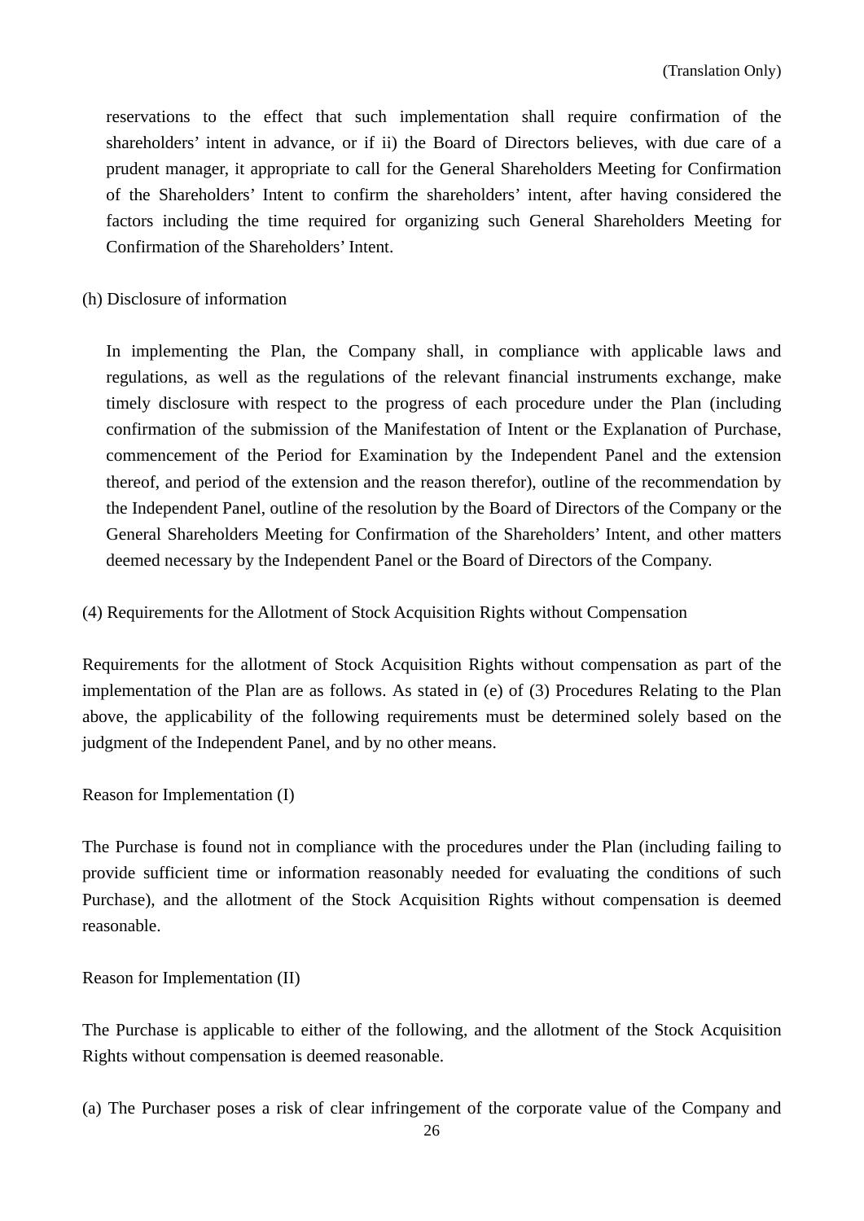reservations to the effect that such implementation shall require confirmation of the shareholders' intent in advance, or if ii) the Board of Directors believes, with due care of a prudent manager, it appropriate to call for the General Shareholders Meeting for Confirmation of the Shareholders' Intent to confirm the shareholders' intent, after having considered the factors including the time required for organizing such General Shareholders Meeting for Confirmation of the Shareholders' Intent.

(h) Disclosure of information

In implementing the Plan, the Company shall, in compliance with applicable laws and regulations, as well as the regulations of the relevant financial instruments exchange, make timely disclosure with respect to the progress of each procedure under the Plan (including confirmation of the submission of the Manifestation of Intent or the Explanation of Purchase, commencement of the Period for Examination by the Independent Panel and the extension thereof, and period of the extension and the reason therefor), outline of the recommendation by the Independent Panel, outline of the resolution by the Board of Directors of the Company or the General Shareholders Meeting for Confirmation of the Shareholders' Intent, and other matters deemed necessary by the Independent Panel or the Board of Directors of the Company.

(4) Requirements for the Allotment of Stock Acquisition Rights without Compensation

Requirements for the allotment of Stock Acquisition Rights without compensation as part of the implementation of the Plan are as follows. As stated in (e) of (3) Procedures Relating to the Plan above, the applicability of the following requirements must be determined solely based on the judgment of the Independent Panel, and by no other means.

Reason for Implementation (I)

The Purchase is found not in compliance with the procedures under the Plan (including failing to provide sufficient time or information reasonably needed for evaluating the conditions of such Purchase), and the allotment of the Stock Acquisition Rights without compensation is deemed reasonable.

Reason for Implementation (II)

The Purchase is applicable to either of the following, and the allotment of the Stock Acquisition Rights without compensation is deemed reasonable.

(a) The Purchaser poses a risk of clear infringement of the corporate value of the Company and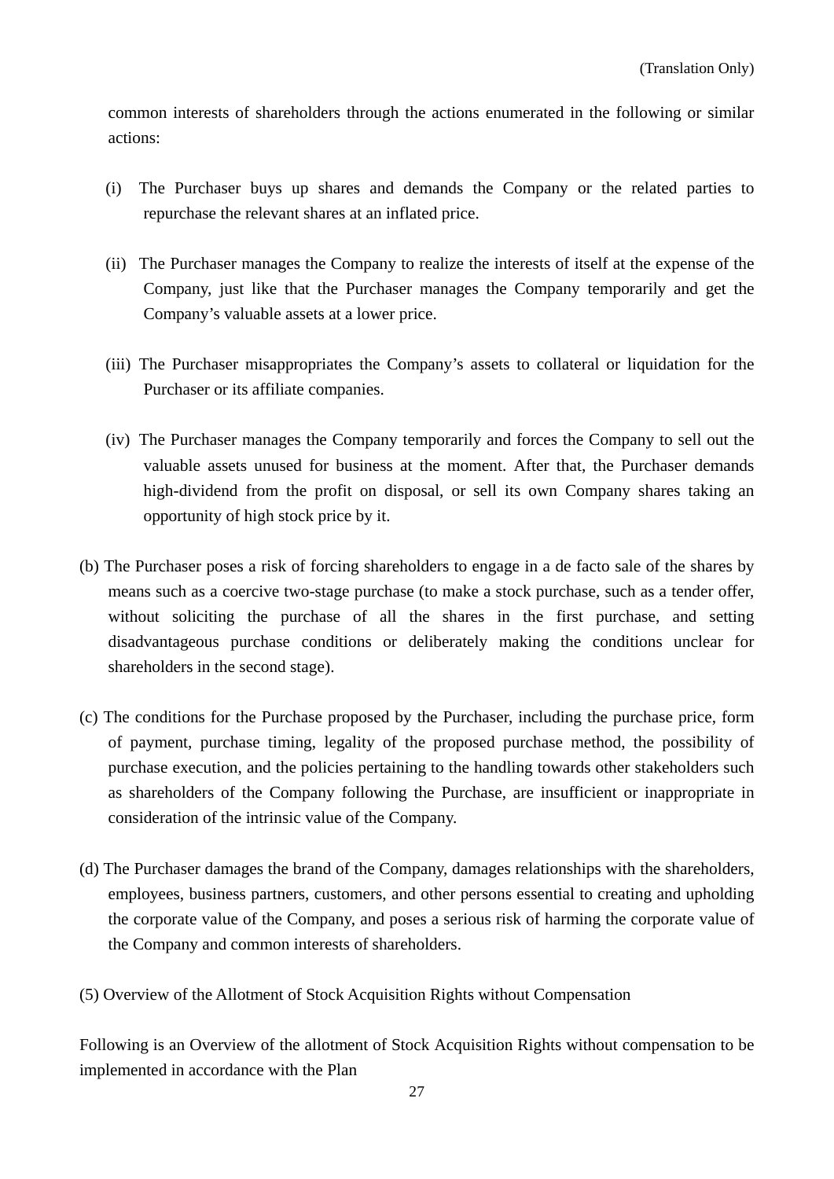common interests of shareholders through the actions enumerated in the following or similar actions:

(i) The Purchaser buys up shares and demands the Company or the related parties to repurchase the relevant shares at an inflated price.

(ii) The Purchaser manages the Company to realize the interests of itself at the expense of the Company, just like that the Purchaser manages the Company temporarily and get the Company's valuable assets at a lower price.

(iii) The Purchaser misappropriates the Company's assets to collateral or liquidation for the Purchaser or its affiliate companies.

(iv) The Purchaser manages the Company temporarily and forces the Company to sell out the valuable assets unused for business at the moment. After that, the Purchaser demands high-dividend from the profit on disposal, or sell its own Company shares taking an opportunity of high stock price by it.

(b) The Purchaser poses a risk of forcing shareholders to engage in a de facto sale of the shares by means such as a coercive two-stage purchase (to make a stock purchase, such as a tender offer, without soliciting the purchase of all the shares in the first purchase, and setting disadvantageous purchase conditions or deliberately making the conditions unclear for shareholders in the second stage).

(c) The conditions for the Purchase proposed by the Purchaser, including the purchase price, form of payment, purchase timing, legality of the proposed purchase method, the possibility of purchase execution, and the policies pertaining to the handling towards other stakeholders such as shareholders of the Company following the Purchase, are insufficient or inappropriate in consideration of the intrinsic value of the Company.

(d) The Purchaser damages the brand of the Company, damages relationships with the shareholders, employees, business partners, customers, and other persons essential to creating and upholding the corporate value of the Company, and poses a serious risk of harming the corporate value of the Company and common interests of shareholders.

(5) Overview of the Allotment of Stock Acquisition Rights without Compensation

Following is an Overview of the allotment of Stock Acquisition Rights without compensation to be implemented in accordance with the Plan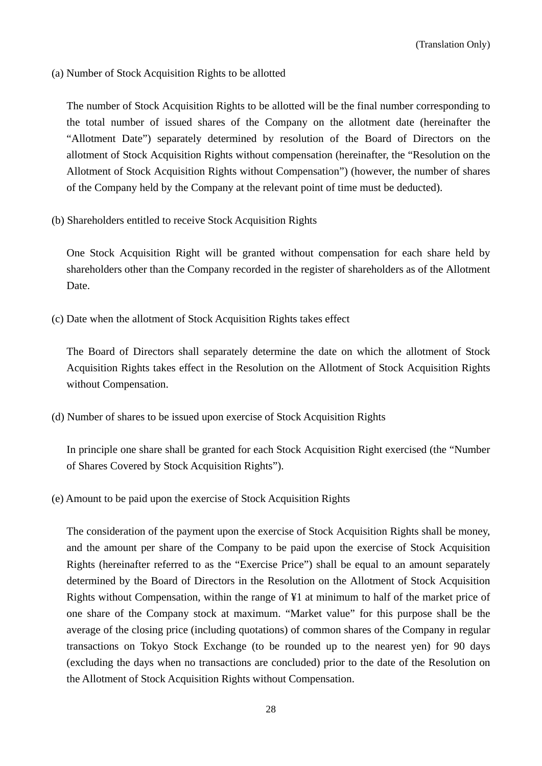(Translation Only)

(a) Number of Stock Acquisition Rights to be allotted

The number of Stock Acquisition Rights to be allotted will be the final number corresponding to the total number of issued shares of the Company on the allotment date (hereinafter the “Allotment Date”) separately determined by resolution of the Board of Directors on the allotment of Stock Acquisition Rights without compensation (hereinafter, the “Resolution on the Allotment of Stock Acquisition Rights without Compensation”) (however, the number of shares of the Company held by the Company at the relevant point of time must be deducted).

(b) Shareholders entitled to receive Stock Acquisition Rights

One Stock Acquisition Right will be granted without compensation for each share held by shareholders other than the Company recorded in the register of shareholders as of the Allotment Date.

(c) Date when the allotment of Stock Acquisition Rights takes effect

The Board of Directors shall separately determine the date on which the allotment of Stock Acquisition Rights takes effect in the Resolution on the Allotment of Stock Acquisition Rights without Compensation.

(d) Number of shares to be issued upon exercise of Stock Acquisition Rights

In principle one share shall be granted for each Stock Acquisition Right exercised (the “Number of Shares Covered by Stock Acquisition Rights”).

(e) Amount to be paid upon the exercise of Stock Acquisition Rights

The consideration of the payment upon the exercise of Stock Acquisition Rights shall be money, and the amount per share of the Company to be paid upon the exercise of Stock Acquisition Rights (hereinafter referred to as the “Exercise Price”) shall be equal to an amount separately determined by the Board of Directors in the Resolution on the Allotment of Stock Acquisition Rights without Compensation, within the range of ¥1 at minimum to half of the market price of one share of the Company stock at maximum. “Market value” for this purpose shall be the average of the closing price (including quotations) of common shares of the Company in regular transactions on Tokyo Stock Exchange (to be rounded up to the nearest yen) for 90 days (excluding the days when no transactions are concluded) prior to the date of the Resolution on the Allotment of Stock Acquisition Rights without Compensation.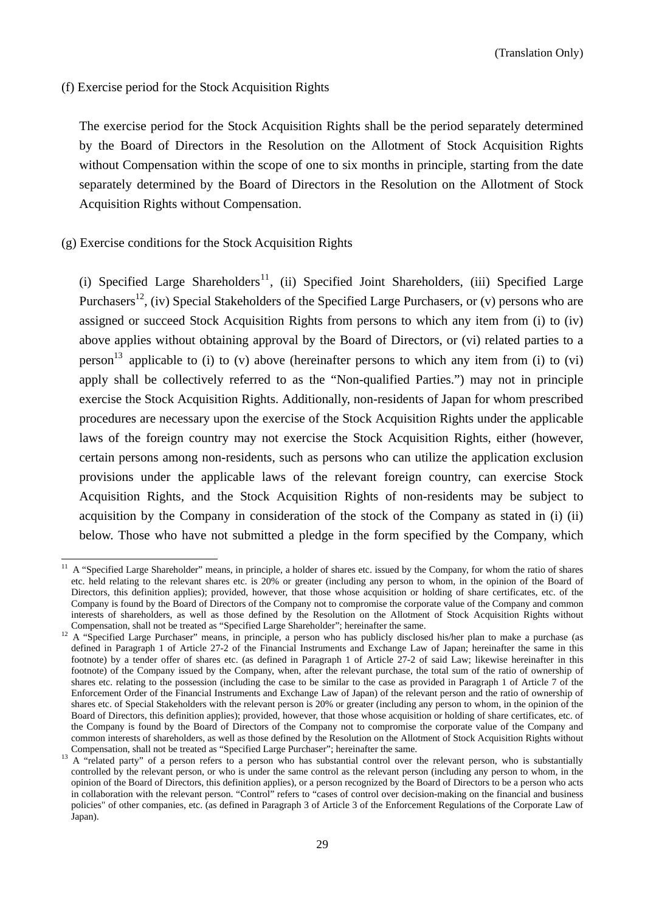(Translation Only)

(f) Exercise period for the Stock Acquisition Rights

The exercise period for the Stock Acquisition Rights shall be the period separately determined by the Board of Directors in the Resolution on the Allotment of Stock Acquisition Rights without Compensation within the scope of one to six months in principle, starting from the date separately determined by the Board of Directors in the Resolution on the Allotment of Stock Acquisition Rights without Compensation.

(g) Exercise conditions for the Stock Acquisition Rights

(i) Specified Large Shareholders[11], (ii) Specified Joint Shareholders, (iii) Specified Large Purchasers[12], (iv) Special Stakeholders of the Specified Large Purchasers, or (v) persons who are assigned or succeed Stock Acquisition Rights from persons to which any item from (i) to (iv) above applies without obtaining approval by the Board of Directors, or (vi) related parties to a person[13] applicable to (i) to (v) above (hereinafter persons to which any item from (i) to (vi) apply shall be collectively referred to as the "Non-qualified Parties.") may not in principle exercise the Stock Acquisition Rights. Additionally, non-residents of Japan for whom prescribed procedures are necessary upon the exercise of the Stock Acquisition Rights under the applicable laws of the foreign country may not exercise the Stock Acquisition Rights, either (however, certain persons among non-residents, such as persons who can utilize the application exclusion provisions under the applicable laws of the relevant foreign country, can exercise Stock Acquisition Rights, and the Stock Acquisition Rights of non-residents may be subject to acquisition by the Company in consideration of the stock of the Company as stated in (i) (ii) below. Those who have not submitted a pledge in the form specified by the Company, which

---

[11] A "Specified Large Shareholder" means, in principle, a holder of shares etc. issued by the Company, for whom the ratio of shares etc. held relating to the relevant shares etc. is 20% or greater (including any person to whom, in the opinion of the Board of Directors, this definition applies); provided, however, that those whose acquisition or holding of share certificates, etc. of the Company is found by the Board of Directors of the Company not to compromise the corporate value of the Company and common interests of shareholders, as well as those defined by the Resolution on the Allotment of Stock Acquisition Rights without Compensation, shall not be treated as "Specified Large Shareholder"; hereinafter the same.

[12] A "Specified Large Purchaser" means, in principle, a person who has publicly disclosed his/her plan to make a purchase (as defined in Paragraph 1 of Article 27-2 of the Financial Instruments and Exchange Law of Japan; hereinafter the same in this footnote) by a tender offer of shares etc. (as defined in Paragraph 1 of Article 27-2 of said Law; likewise hereinafter in this footnote) of the Company issued by the Company, when, after the relevant purchase, the total sum of the ratio of ownership of shares etc. relating to the possession (including the case to be similar to the case as provided in Paragraph 1 of Article 7 of the Enforcement Order of the Financial Instruments and Exchange Law of Japan) of the relevant person and the ratio of ownership of shares etc. of Special Stakeholders with the relevant person is 20% or greater (including any person to whom, in the opinion of the Board of Directors, this definition applies); provided, however, that those whose acquisition or holding of share certificates, etc. of the Company is found by the Board of Directors of the Company not to compromise the corporate value of the Company and common interests of shareholders, as well as those defined by the Resolution on the Allotment of Stock Acquisition Rights without Compensation, shall not be treated as "Specified Large Purchaser"; hereinafter the same.

[13] A "related party" of a person refers to a person who has substantial control over the relevant person, who is substantially controlled by the relevant person, or who is under the same control as the relevant person (including any person to whom, in the opinion of the Board of Directors, this definition applies), or a person recognized by the Board of Directors to be a person who acts in collaboration with the relevant person. "Control" refers to "cases of control over decision-making on the financial and business policies" of other companies, etc. (as defined in Paragraph 3 of Article 3 of the Enforcement Regulations of the Corporate Law of Japan).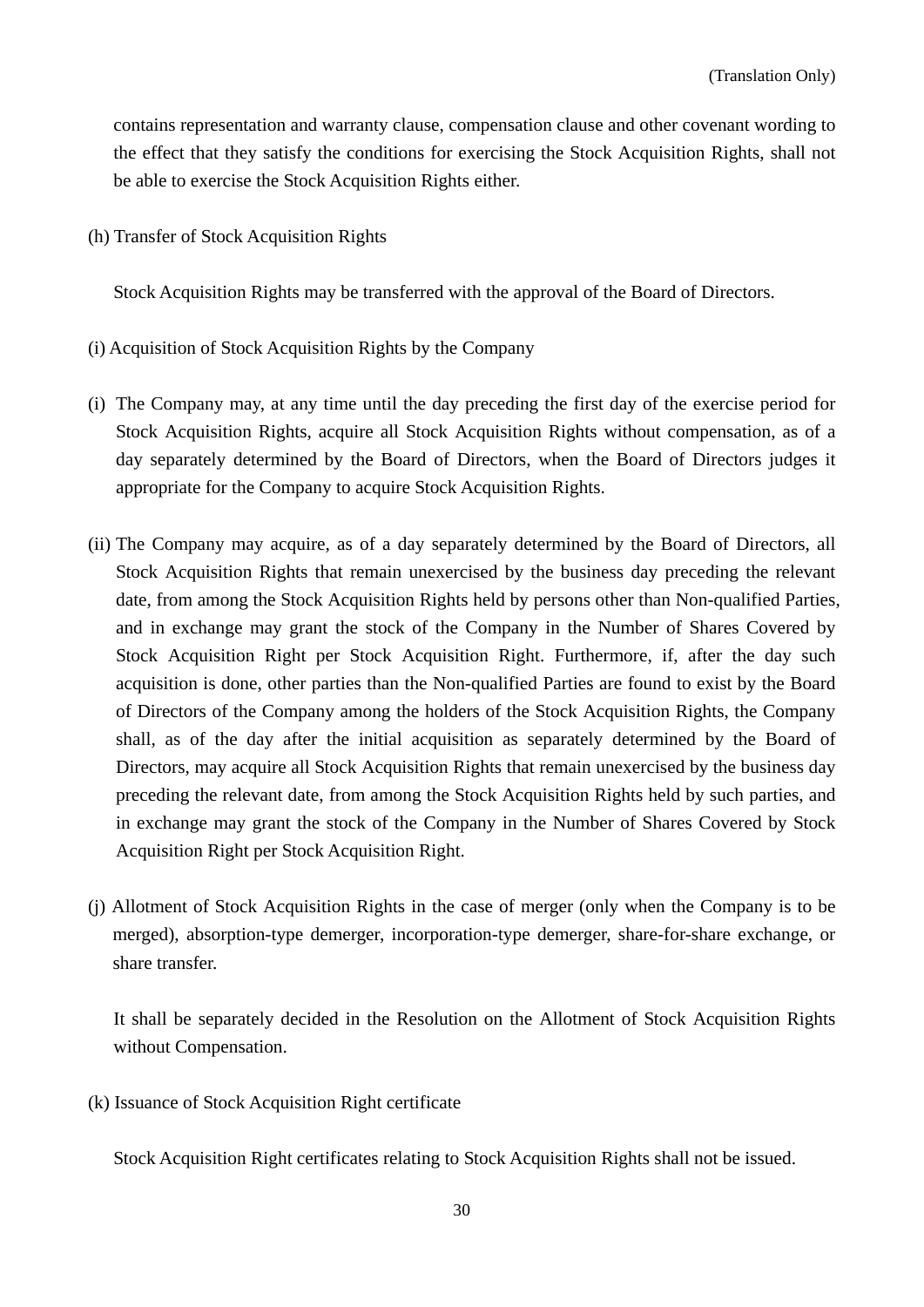contains representation and warranty clause, compensation clause and other covenant wording to the effect that they satisfy the conditions for exercising the Stock Acquisition Rights, shall not be able to exercise the Stock Acquisition Rights either.

(h) Transfer of Stock Acquisition Rights

Stock Acquisition Rights may be transferred with the approval of the Board of Directors.

(i) Acquisition of Stock Acquisition Rights by the Company

(i) The Company may, at any time until the day preceding the first day of the exercise period for Stock Acquisition Rights, acquire all Stock Acquisition Rights without compensation, as of a day separately determined by the Board of Directors, when the Board of Directors judges it appropriate for the Company to acquire Stock Acquisition Rights.

(ii) The Company may acquire, as of a day separately determined by the Board of Directors, all Stock Acquisition Rights that remain unexercised by the business day preceding the relevant date, from among the Stock Acquisition Rights held by persons other than Non-qualified Parties, and in exchange may grant the stock of the Company in the Number of Shares Covered by Stock Acquisition Right per Stock Acquisition Right. Furthermore, if, after the day such acquisition is done, other parties than the Non-qualified Parties are found to exist by the Board of Directors of the Company among the holders of the Stock Acquisition Rights, the Company shall, as of the day after the initial acquisition as separately determined by the Board of Directors, may acquire all Stock Acquisition Rights that remain unexercised by the business day preceding the relevant date, from among the Stock Acquisition Rights held by such parties, and in exchange may grant the stock of the Company in the Number of Shares Covered by Stock Acquisition Right per Stock Acquisition Right.

(j) Allotment of Stock Acquisition Rights in the case of merger (only when the Company is to be merged), absorption-type demerger, incorporation-type demerger, share-for-share exchange, or share transfer.

It shall be separately decided in the Resolution on the Allotment of Stock Acquisition Rights without Compensation.

(k) Issuance of Stock Acquisition Right certificate

Stock Acquisition Right certificates relating to Stock Acquisition Rights shall not be issued.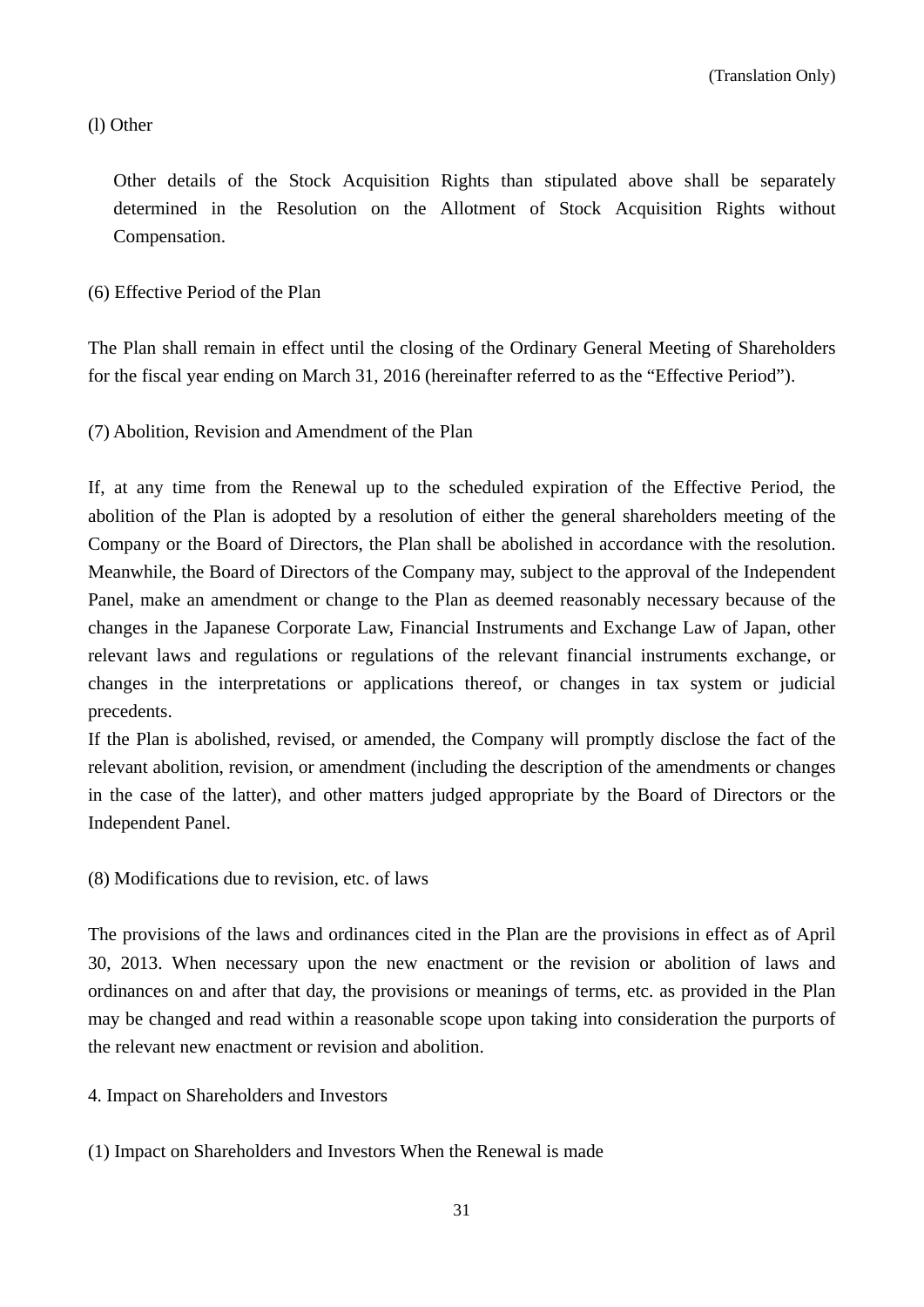(Translation Only)

(l) Other

Other details of the Stock Acquisition Rights than stipulated above shall be separately determined in the Resolution on the Allotment of Stock Acquisition Rights without Compensation.

(6) Effective Period of the Plan

The Plan shall remain in effect until the closing of the Ordinary General Meeting of Shareholders for the fiscal year ending on March 31, 2016 (hereinafter referred to as the “Effective Period”).

(7) Abolition, Revision and Amendment of the Plan

If, at any time from the Renewal up to the scheduled expiration of the Effective Period, the abolition of the Plan is adopted by a resolution of either the general shareholders meeting of the Company or the Board of Directors, the Plan shall be abolished in accordance with the resolution. Meanwhile, the Board of Directors of the Company may, subject to the approval of the Independent Panel, make an amendment or change to the Plan as deemed reasonably necessary because of the changes in the Japanese Corporate Law, Financial Instruments and Exchange Law of Japan, other relevant laws and regulations or regulations of the relevant financial instruments exchange, or changes in the interpretations or applications thereof, or changes in tax system or judicial precedents.
If the Plan is abolished, revised, or amended, the Company will promptly disclose the fact of the relevant abolition, revision, or amendment (including the description of the amendments or changes in the case of the latter), and other matters judged appropriate by the Board of Directors or the Independent Panel.

(8) Modifications due to revision, etc. of laws

The provisions of the laws and ordinances cited in the Plan are the provisions in effect as of April 30, 2013. When necessary upon the new enactment or the revision or abolition of laws and ordinances on and after that day, the provisions or meanings of terms, etc. as provided in the Plan may be changed and read within a reasonable scope upon taking into consideration the purports of the relevant new enactment or revision and abolition.

4. Impact on Shareholders and Investors

(1) Impact on Shareholders and Investors When the Renewal is made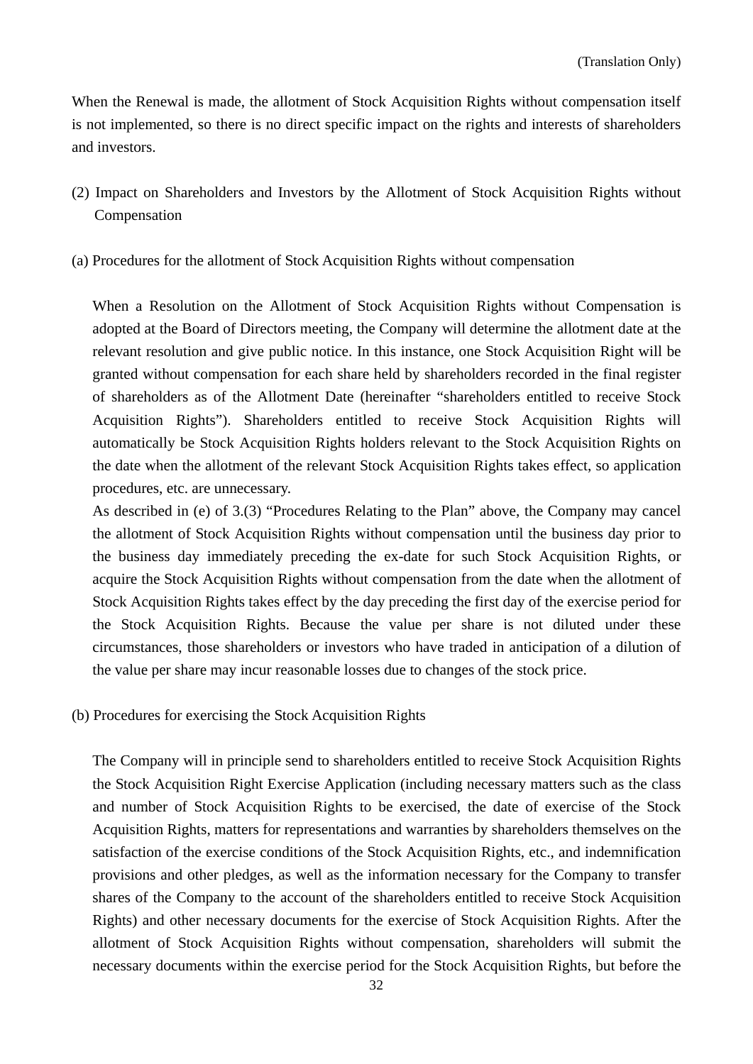When the Renewal is made, the allotment of Stock Acquisition Rights without compensation itself is not implemented, so there is no direct specific impact on the rights and interests of shareholders and investors.

(2) Impact on Shareholders and Investors by the Allotment of Stock Acquisition Rights without Compensation

(a) Procedures for the allotment of Stock Acquisition Rights without compensation

When a Resolution on the Allotment of Stock Acquisition Rights without Compensation is adopted at the Board of Directors meeting, the Company will determine the allotment date at the relevant resolution and give public notice. In this instance, one Stock Acquisition Right will be granted without compensation for each share held by shareholders recorded in the final register of shareholders as of the Allotment Date (hereinafter "shareholders entitled to receive Stock Acquisition Rights"). Shareholders entitled to receive Stock Acquisition Rights will automatically be Stock Acquisition Rights holders relevant to the Stock Acquisition Rights on the date when the allotment of the relevant Stock Acquisition Rights takes effect, so application procedures, etc. are unnecessary.

As described in (e) of 3.(3) "Procedures Relating to the Plan" above, the Company may cancel the allotment of Stock Acquisition Rights without compensation until the business day prior to the business day immediately preceding the ex-date for such Stock Acquisition Rights, or acquire the Stock Acquisition Rights without compensation from the date when the allotment of Stock Acquisition Rights takes effect by the day preceding the first day of the exercise period for the Stock Acquisition Rights. Because the value per share is not diluted under these circumstances, those shareholders or investors who have traded in anticipation of a dilution of the value per share may incur reasonable losses due to changes of the stock price.

(b) Procedures for exercising the Stock Acquisition Rights

The Company will in principle send to shareholders entitled to receive Stock Acquisition Rights the Stock Acquisition Right Exercise Application (including necessary matters such as the class and number of Stock Acquisition Rights to be exercised, the date of exercise of the Stock Acquisition Rights, matters for representations and warranties by shareholders themselves on the satisfaction of the exercise conditions of the Stock Acquisition Rights, etc., and indemnification provisions and other pledges, as well as the information necessary for the Company to transfer shares of the Company to the account of the shareholders entitled to receive Stock Acquisition Rights) and other necessary documents for the exercise of Stock Acquisition Rights. After the allotment of Stock Acquisition Rights without compensation, shareholders will submit the necessary documents within the exercise period for the Stock Acquisition Rights, but before the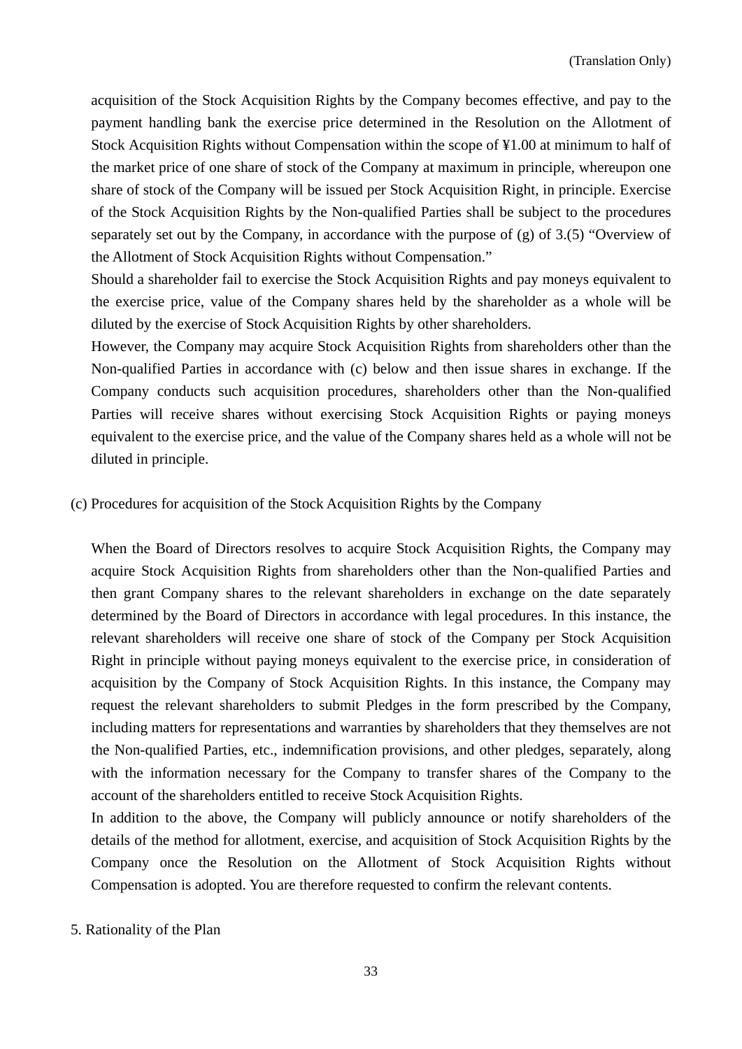acquisition of the Stock Acquisition Rights by the Company becomes effective, and pay to the payment handling bank the exercise price determined in the Resolution on the Allotment of Stock Acquisition Rights without Compensation within the scope of ¥1.00 at minimum to half of the market price of one share of stock of the Company at maximum in principle, whereupon one share of stock of the Company will be issued per Stock Acquisition Right, in principle. Exercise of the Stock Acquisition Rights by the Non-qualified Parties shall be subject to the procedures separately set out by the Company, in accordance with the purpose of (g) of 3.(5) "Overview of the Allotment of Stock Acquisition Rights without Compensation."

Should a shareholder fail to exercise the Stock Acquisition Rights and pay moneys equivalent to the exercise price, value of the Company shares held by the shareholder as a whole will be diluted by the exercise of Stock Acquisition Rights by other shareholders.

However, the Company may acquire Stock Acquisition Rights from shareholders other than the Non-qualified Parties in accordance with (c) below and then issue shares in exchange. If the Company conducts such acquisition procedures, shareholders other than the Non-qualified Parties will receive shares without exercising Stock Acquisition Rights or paying moneys equivalent to the exercise price, and the value of the Company shares held as a whole will not be diluted in principle.

(c) Procedures for acquisition of the Stock Acquisition Rights by the Company

When the Board of Directors resolves to acquire Stock Acquisition Rights, the Company may acquire Stock Acquisition Rights from shareholders other than the Non-qualified Parties and then grant Company shares to the relevant shareholders in exchange on the date separately determined by the Board of Directors in accordance with legal procedures. In this instance, the relevant shareholders will receive one share of stock of the Company per Stock Acquisition Right in principle without paying moneys equivalent to the exercise price, in consideration of acquisition by the Company of Stock Acquisition Rights. In this instance, the Company may request the relevant shareholders to submit Pledges in the form prescribed by the Company, including matters for representations and warranties by shareholders that they themselves are not the Non-qualified Parties, etc., indemnification provisions, and other pledges, separately, along with the information necessary for the Company to transfer shares of the Company to the account of the shareholders entitled to receive Stock Acquisition Rights.

In addition to the above, the Company will publicly announce or notify shareholders of the details of the method for allotment, exercise, and acquisition of Stock Acquisition Rights by the Company once the Resolution on the Allotment of Stock Acquisition Rights without Compensation is adopted. You are therefore requested to confirm the relevant contents.

5. Rationality of the Plan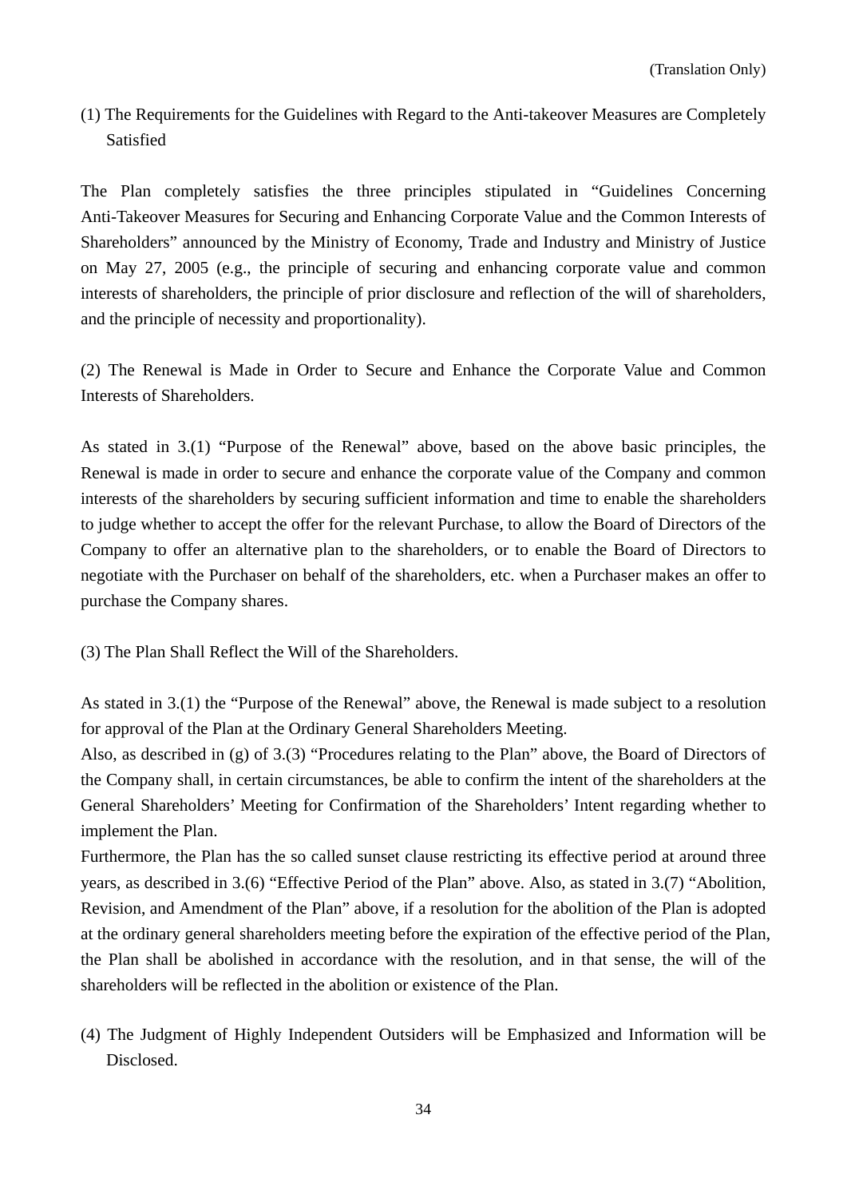(Translation Only)

(1) The Requirements for the Guidelines with Regard to the Anti-takeover Measures are Completely Satisfied

The Plan completely satisfies the three principles stipulated in “Guidelines Concerning Anti-Takeover Measures for Securing and Enhancing Corporate Value and the Common Interests of Shareholders” announced by the Ministry of Economy, Trade and Industry and Ministry of Justice on May 27, 2005 (e.g., the principle of securing and enhancing corporate value and common interests of shareholders, the principle of prior disclosure and reflection of the will of shareholders, and the principle of necessity and proportionality).

(2) The Renewal is Made in Order to Secure and Enhance the Corporate Value and Common Interests of Shareholders.

As stated in 3.(1) “Purpose of the Renewal” above, based on the above basic principles, the Renewal is made in order to secure and enhance the corporate value of the Company and common interests of the shareholders by securing sufficient information and time to enable the shareholders to judge whether to accept the offer for the relevant Purchase, to allow the Board of Directors of the Company to offer an alternative plan to the shareholders, or to enable the Board of Directors to negotiate with the Purchaser on behalf of the shareholders, etc. when a Purchaser makes an offer to purchase the Company shares.

(3) The Plan Shall Reflect the Will of the Shareholders.

As stated in 3.(1) the “Purpose of the Renewal” above, the Renewal is made subject to a resolution for approval of the Plan at the Ordinary General Shareholders Meeting.
Also, as described in (g) of 3.(3) “Procedures relating to the Plan” above, the Board of Directors of the Company shall, in certain circumstances, be able to confirm the intent of the shareholders at the General Shareholders’ Meeting for Confirmation of the Shareholders’ Intent regarding whether to implement the Plan.
Furthermore, the Plan has the so called sunset clause restricting its effective period at around three years, as described in 3.(6) “Effective Period of the Plan” above. Also, as stated in 3.(7) “Abolition, Revision, and Amendment of the Plan” above, if a resolution for the abolition of the Plan is adopted at the ordinary general shareholders meeting before the expiration of the effective period of the Plan, the Plan shall be abolished in accordance with the resolution, and in that sense, the will of the shareholders will be reflected in the abolition or existence of the Plan.

(4) The Judgment of Highly Independent Outsiders will be Emphasized and Information will be Disclosed.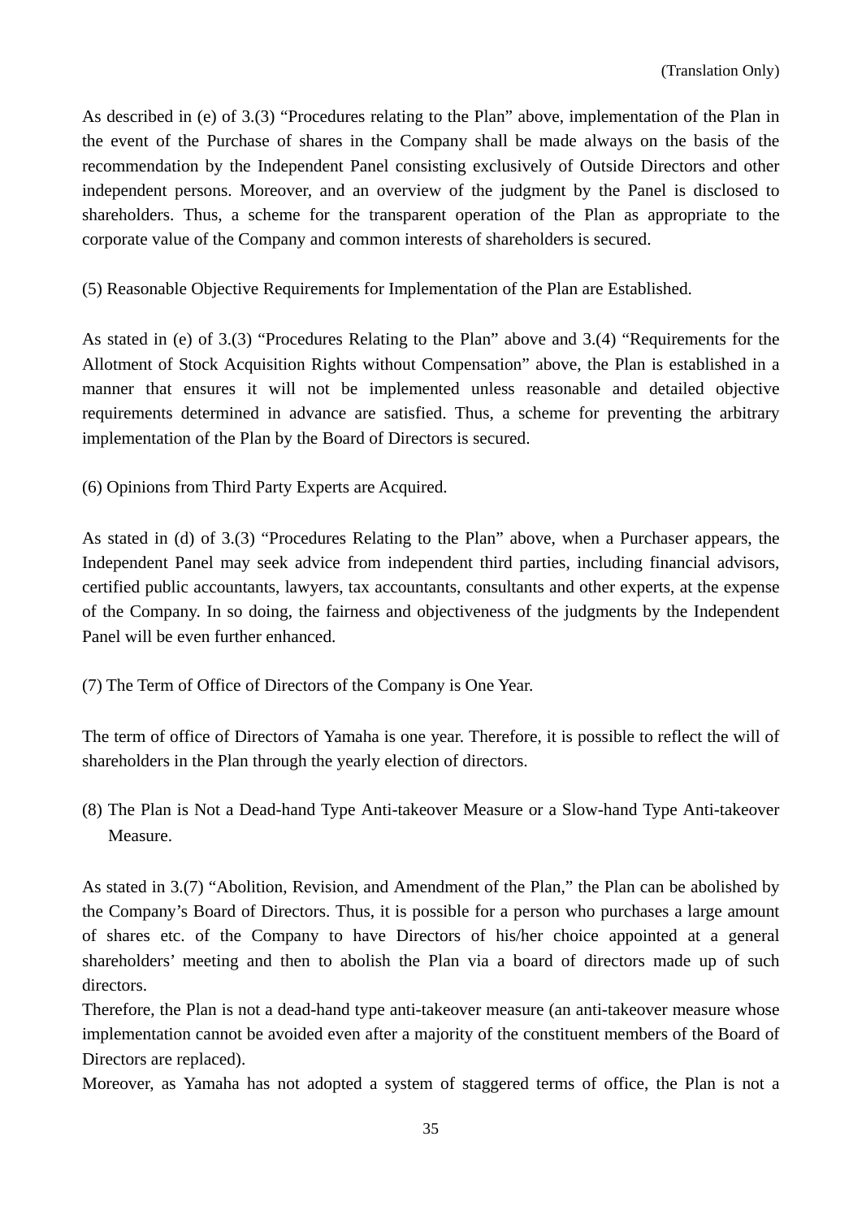(Translation Only)

As described in (e) of 3.(3) “Procedures relating to the Plan” above, implementation of the Plan in the event of the Purchase of shares in the Company shall be made always on the basis of the recommendation by the Independent Panel consisting exclusively of Outside Directors and other independent persons. Moreover, and an overview of the judgment by the Panel is disclosed to shareholders. Thus, a scheme for the transparent operation of the Plan as appropriate to the corporate value of the Company and common interests of shareholders is secured.

(5) Reasonable Objective Requirements for Implementation of the Plan are Established.

As stated in (e) of 3.(3) “Procedures Relating to the Plan” above and 3.(4) “Requirements for the Allotment of Stock Acquisition Rights without Compensation” above, the Plan is established in a manner that ensures it will not be implemented unless reasonable and detailed objective requirements determined in advance are satisfied. Thus, a scheme for preventing the arbitrary implementation of the Plan by the Board of Directors is secured.

(6) Opinions from Third Party Experts are Acquired.

As stated in (d) of 3.(3) “Procedures Relating to the Plan” above, when a Purchaser appears, the Independent Panel may seek advice from independent third parties, including financial advisors, certified public accountants, lawyers, tax accountants, consultants and other experts, at the expense of the Company. In so doing, the fairness and objectiveness of the judgments by the Independent Panel will be even further enhanced.

(7) The Term of Office of Directors of the Company is One Year.

The term of office of Directors of Yamaha is one year. Therefore, it is possible to reflect the will of shareholders in the Plan through the yearly election of directors.

(8) The Plan is Not a Dead-hand Type Anti-takeover Measure or a Slow-hand Type Anti-takeover Measure.

As stated in 3.(7) “Abolition, Revision, and Amendment of the Plan,” the Plan can be abolished by the Company’s Board of Directors. Thus, it is possible for a person who purchases a large amount of shares etc. of the Company to have Directors of his/her choice appointed at a general shareholders’ meeting and then to abolish the Plan via a board of directors made up of such directors.
Therefore, the Plan is not a dead-hand type anti-takeover measure (an anti-takeover measure whose implementation cannot be avoided even after a majority of the constituent members of the Board of Directors are replaced).
Moreover, as Yamaha has not adopted a system of staggered terms of office, the Plan is not a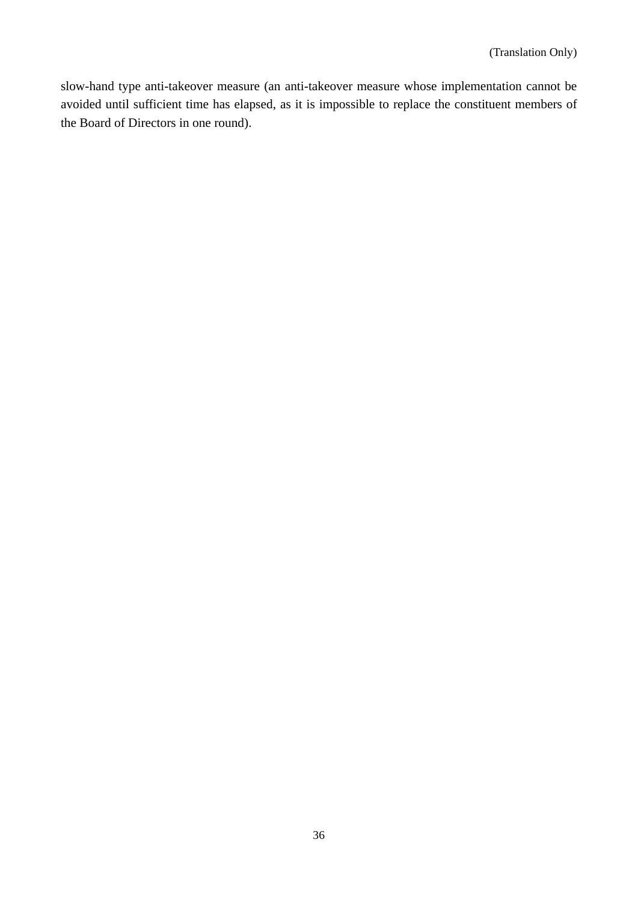slow-hand type anti-takeover measure (an anti-takeover measure whose implementation cannot be avoided until sufficient time has elapsed, as it is impossible to replace the constituent members of the Board of Directors in one round).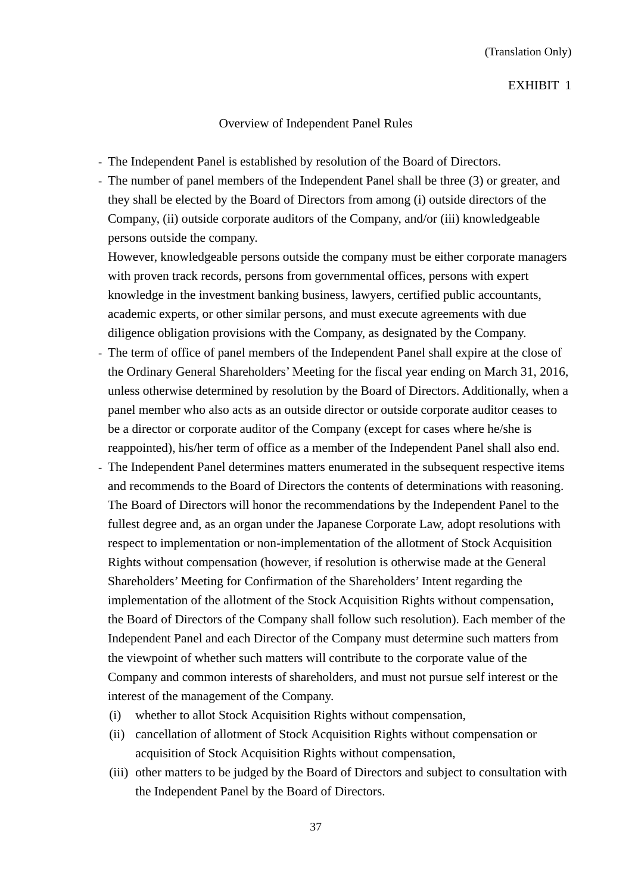(Translation Only)

EXHIBIT 1

## Overview of Independent Panel Rules

- The Independent Panel is established by resolution of the Board of Directors.
- The number of panel members of the Independent Panel shall be three (3) or greater, and they shall be elected by the Board of Directors from among (i) outside directors of the Company, (ii) outside corporate auditors of the Company, and/or (iii) knowledgeable persons outside the company.

  However, knowledgeable persons outside the company must be either corporate managers with proven track records, persons from governmental offices, persons with expert knowledge in the investment banking business, lawyers, certified public accountants, academic experts, or other similar persons, and must execute agreements with due diligence obligation provisions with the Company, as designated by the Company.
- The term of office of panel members of the Independent Panel shall expire at the close of the Ordinary General Shareholders' Meeting for the fiscal year ending on March 31, 2016, unless otherwise determined by resolution by the Board of Directors. Additionally, when a panel member who also acts as an outside director or outside corporate auditor ceases to be a director or corporate auditor of the Company (except for cases where he/she is reappointed), his/her term of office as a member of the Independent Panel shall also end.
- The Independent Panel determines matters enumerated in the subsequent respective items and recommends to the Board of Directors the contents of determinations with reasoning. The Board of Directors will honor the recommendations by the Independent Panel to the fullest degree and, as an organ under the Japanese Corporate Law, adopt resolutions with respect to implementation or non-implementation of the allotment of Stock Acquisition Rights without compensation (however, if resolution is otherwise made at the General Shareholders' Meeting for Confirmation of the Shareholders' Intent regarding the implementation of the allotment of the Stock Acquisition Rights without compensation, the Board of Directors of the Company shall follow such resolution). Each member of the Independent Panel and each Director of the Company must determine such matters from the viewpoint of whether such matters will contribute to the corporate value of the Company and common interests of shareholders, and must not pursue self interest or the interest of the management of the Company.
  - (i) whether to allot Stock Acquisition Rights without compensation,
  - (ii) cancellation of allotment of Stock Acquisition Rights without compensation or acquisition of Stock Acquisition Rights without compensation,
  - (iii) other matters to be judged by the Board of Directors and subject to consultation with the Independent Panel by the Board of Directors.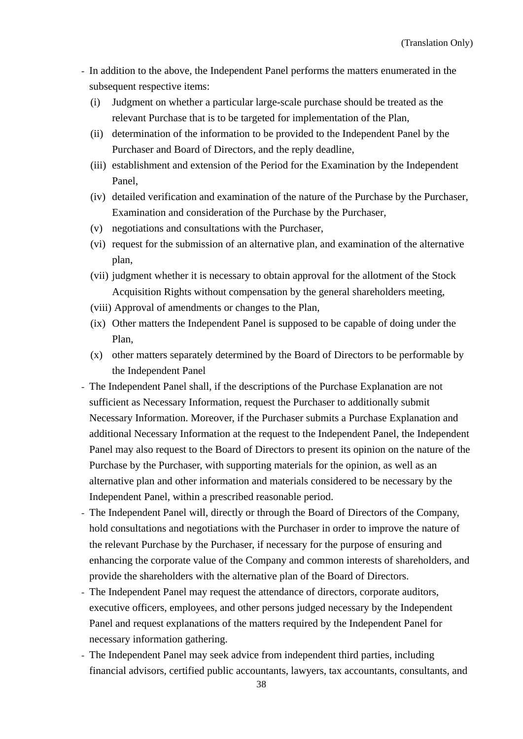(Translation Only)

- In addition to the above, the Independent Panel performs the matters enumerated in the subsequent respective items:
  - (i) Judgment on whether a particular large-scale purchase should be treated as the relevant Purchase that is to be targeted for implementation of the Plan,
  - (ii) determination of the information to be provided to the Independent Panel by the Purchaser and Board of Directors, and the reply deadline,
  - (iii) establishment and extension of the Period for the Examination by the Independent Panel,
  - (iv) detailed verification and examination of the nature of the Purchase by the Purchaser, Examination and consideration of the Purchase by the Purchaser,
  - (v) negotiations and consultations with the Purchaser,
  - (vi) request for the submission of an alternative plan, and examination of the alternative plan,
  - (vii) judgment whether it is necessary to obtain approval for the allotment of the Stock Acquisition Rights without compensation by the general shareholders meeting,
  - (viii) Approval of amendments or changes to the Plan,
  - (ix) Other matters the Independent Panel is supposed to be capable of doing under the Plan,
  - (x) other matters separately determined by the Board of Directors to be performable by the Independent Panel
- The Independent Panel shall, if the descriptions of the Purchase Explanation are not sufficient as Necessary Information, request the Purchaser to additionally submit Necessary Information. Moreover, if the Purchaser submits a Purchase Explanation and additional Necessary Information at the request to the Independent Panel, the Independent Panel may also request to the Board of Directors to present its opinion on the nature of the Purchase by the Purchaser, with supporting materials for the opinion, as well as an alternative plan and other information and materials considered to be necessary by the Independent Panel, within a prescribed reasonable period.
- The Independent Panel will, directly or through the Board of Directors of the Company, hold consultations and negotiations with the Purchaser in order to improve the nature of the relevant Purchase by the Purchaser, if necessary for the purpose of ensuring and enhancing the corporate value of the Company and common interests of shareholders, and provide the shareholders with the alternative plan of the Board of Directors.
- The Independent Panel may request the attendance of directors, corporate auditors, executive officers, employees, and other persons judged necessary by the Independent Panel and request explanations of the matters required by the Independent Panel for necessary information gathering.
- The Independent Panel may seek advice from independent third parties, including financial advisors, certified public accountants, lawyers, tax accountants, consultants, and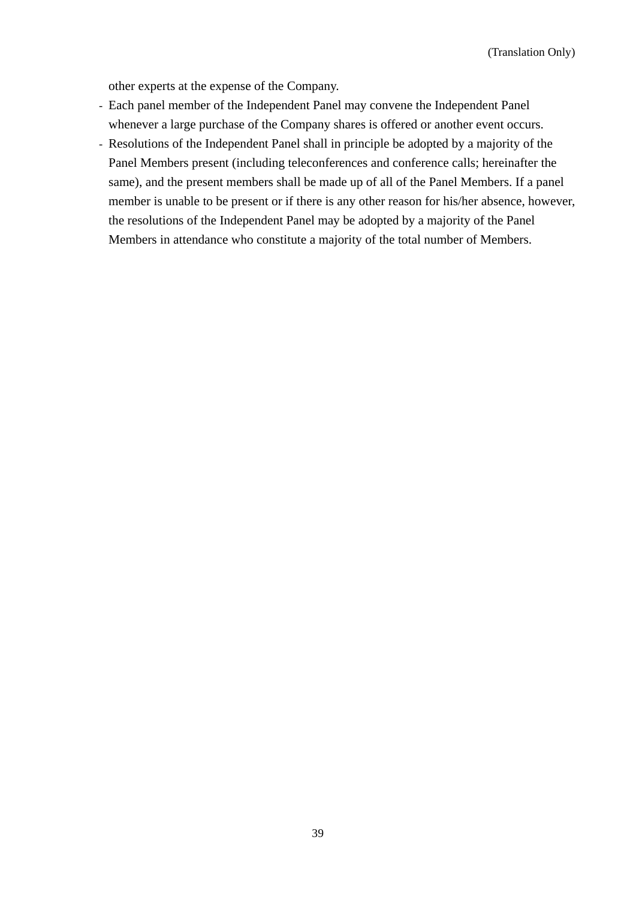other experts at the expense of the Company.

- Each panel member of the Independent Panel may convene the Independent Panel whenever a large purchase of the Company shares is offered or another event occurs.
- Resolutions of the Independent Panel shall in principle be adopted by a majority of the Panel Members present (including teleconferences and conference calls; hereinafter the same), and the present members shall be made up of all of the Panel Members. If a panel member is unable to be present or if there is any other reason for his/her absence, however, the resolutions of the Independent Panel may be adopted by a majority of the Panel Members in attendance who constitute a majority of the total number of Members.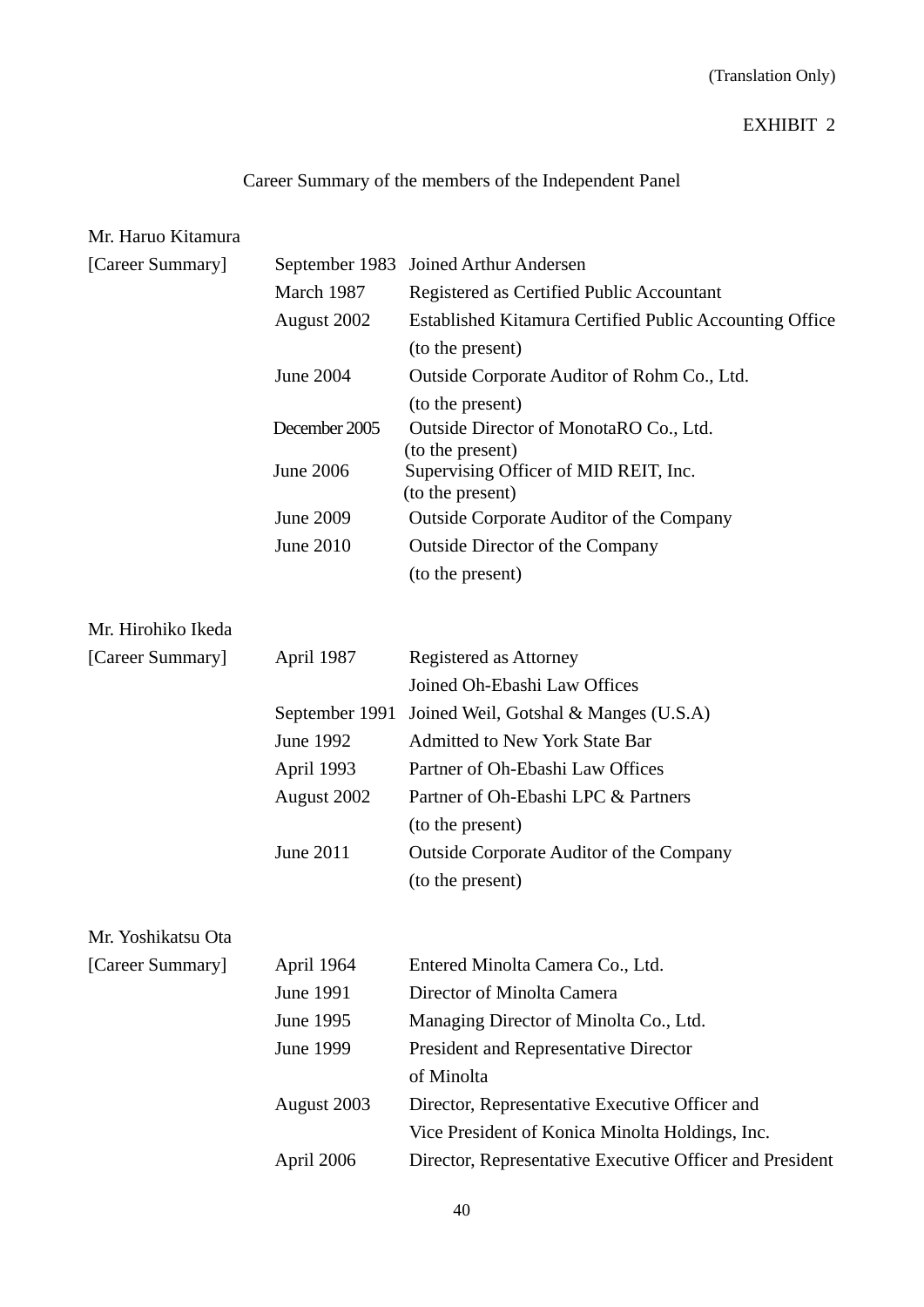(Translation Only)

EXHIBIT 2

## Career Summary of the members of the Independent Panel

**Mr. Haruo Kitamura**

[Career Summary]

| | |
|---|---|
| September 1983 | Joined Arthur Andersen |
| March 1987 | Registered as Certified Public Accountant |
| August 2002 | Established Kitamura Certified Public Accounting Office (to the present) |
| June 2004 | Outside Corporate Auditor of Rohm Co., Ltd. (to the present) |
| December 2005 | Outside Director of MonotaRO Co., Ltd. (to the present) |
| June 2006 | Supervising Officer of MID REIT, Inc. (to the present) |
| June 2009 | Outside Corporate Auditor of the Company |
| June 2010 | Outside Director of the Company (to the present) |

**Mr. Hirohiko Ikeda**

[Career Summary]

| | |
|---|---|
| April 1987 | Registered as Attorney<br>Joined Oh-Ebashi Law Offices |
| September 1991 | Joined Weil, Gotshal & Manges (U.S.A) |
| June 1992 | Admitted to New York State Bar |
| April 1993 | Partner of Oh-Ebashi Law Offices |
| August 2002 | Partner of Oh-Ebashi LPC & Partners (to the present) |
| June 2011 | Outside Corporate Auditor of the Company (to the present) |

**Mr. Yoshikatsu Ota**

[Career Summary]

| | |
|---|---|
| April 1964 | Entered Minolta Camera Co., Ltd. |
| June 1991 | Director of Minolta Camera |
| June 1995 | Managing Director of Minolta Co., Ltd. |
| June 1999 | President and Representative Director of Minolta |
| August 2003 | Director, Representative Executive Officer and Vice President of Konica Minolta Holdings, Inc. |
| April 2006 | Director, Representative Executive Officer and President |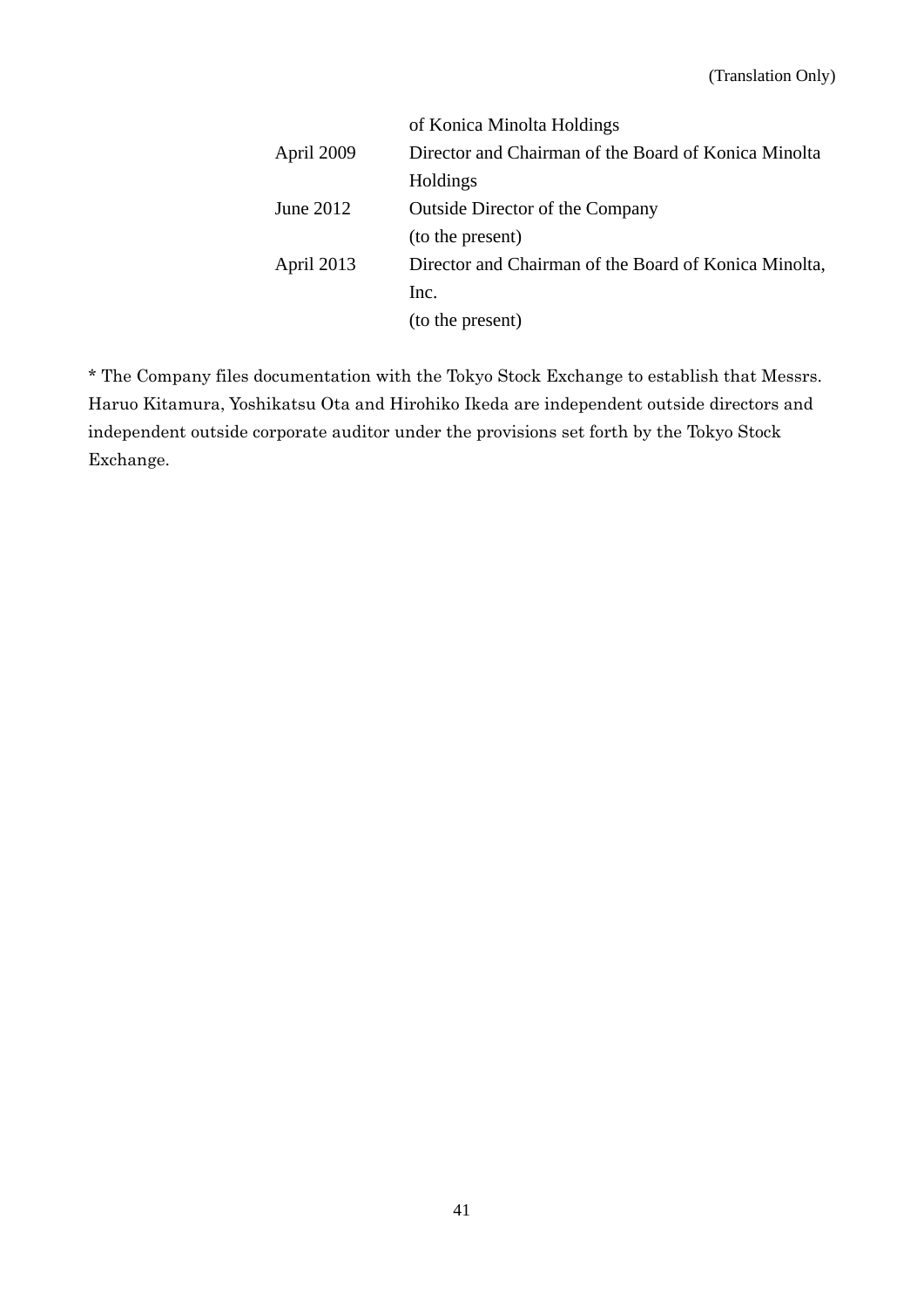| | |
|---|---|
| | of Konica Minolta Holdings |
| April 2009 | Director and Chairman of the Board of Konica Minolta Holdings |
| June 2012 | Outside Director of the Company (to the present) |
| April 2013 | Director and Chairman of the Board of Konica Minolta, Inc. (to the present) |

* The Company files documentation with the Tokyo Stock Exchange to establish that Messrs. Haruo Kitamura, Yoshikatsu Ota and Hirohiko Ikeda are independent outside directors and independent outside corporate auditor under the provisions set forth by the Tokyo Stock Exchange.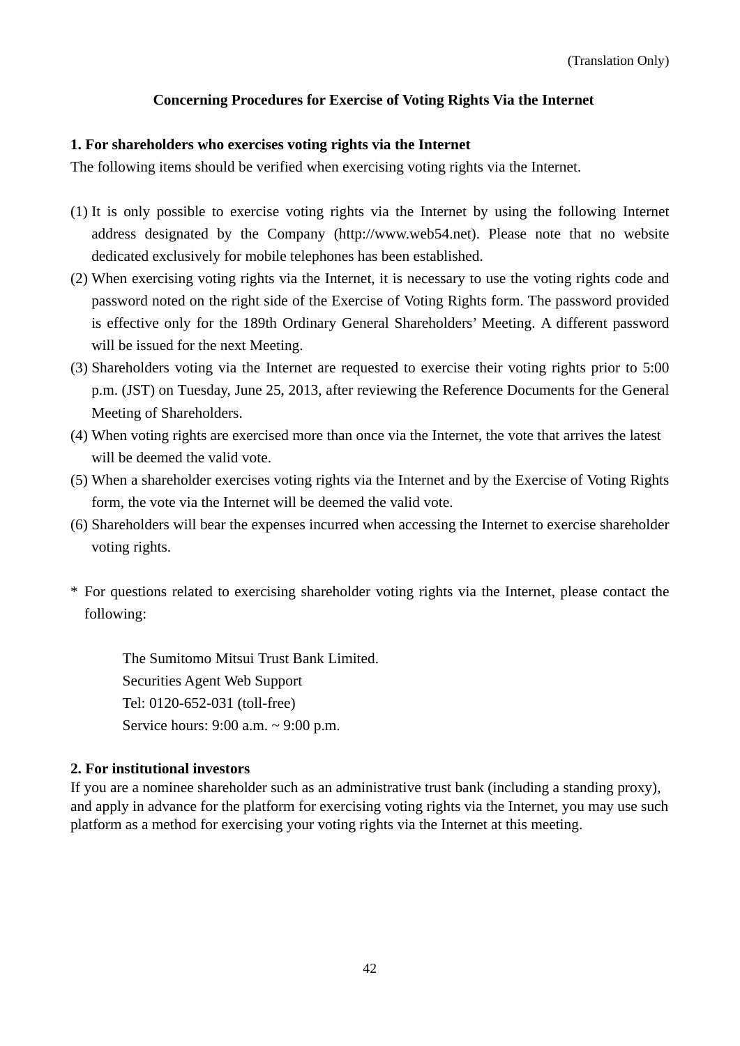(Translation Only)

## Concerning Procedures for Exercise of Voting Rights Via the Internet

**1. For shareholders who exercises voting rights via the Internet**

The following items should be verified when exercising voting rights via the Internet.

(1) It is only possible to exercise voting rights via the Internet by using the following Internet address designated by the Company (http://www.web54.net). Please note that no website dedicated exclusively for mobile telephones has been established.

(2) When exercising voting rights via the Internet, it is necessary to use the voting rights code and password noted on the right side of the Exercise of Voting Rights form. The password provided is effective only for the 189th Ordinary General Shareholders' Meeting. A different password will be issued for the next Meeting.

(3) Shareholders voting via the Internet are requested to exercise their voting rights prior to 5:00 p.m. (JST) on Tuesday, June 25, 2013, after reviewing the Reference Documents for the General Meeting of Shareholders.

(4) When voting rights are exercised more than once via the Internet, the vote that arrives the latest will be deemed the valid vote.

(5) When a shareholder exercises voting rights via the Internet and by the Exercise of Voting Rights form, the vote via the Internet will be deemed the valid vote.

(6) Shareholders will bear the expenses incurred when accessing the Internet to exercise shareholder voting rights.

\* For questions related to exercising shareholder voting rights via the Internet, please contact the following:

The Sumitomo Mitsui Trust Bank Limited.
Securities Agent Web Support
Tel: 0120-652-031 (toll-free)
Service hours: 9:00 a.m. ~ 9:00 p.m.

**2. For institutional investors**

If you are a nominee shareholder such as an administrative trust bank (including a standing proxy), and apply in advance for the platform for exercising voting rights via the Internet, you may use such platform as a method for exercising your voting rights via the Internet at this meeting.